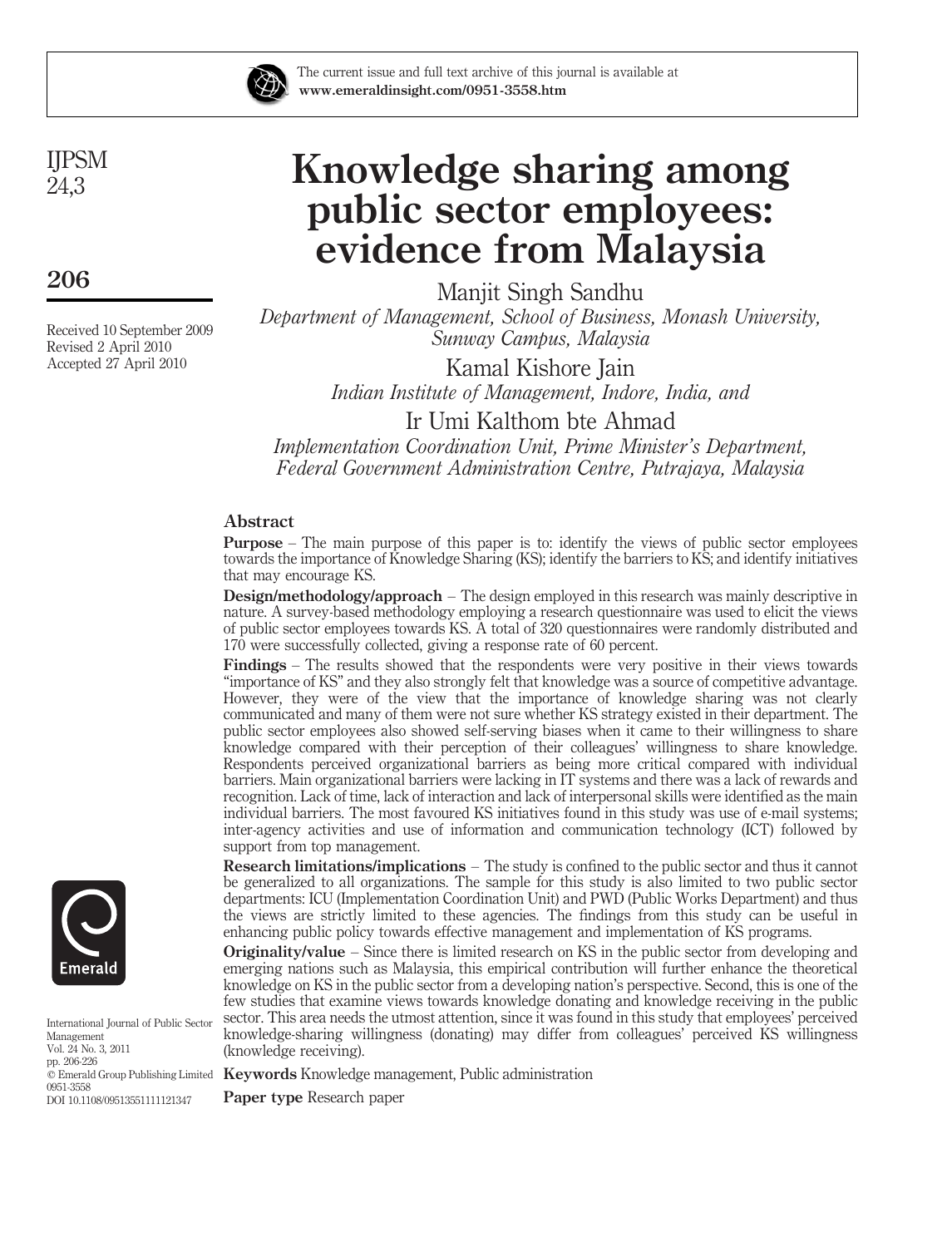The current issue and full text archive of this journal is available at
**www.emeraldinsight.com/0951-3558.htm**

# Knowledge sharing among public sector employees: evidence from Malaysia

Manjit Singh Sandhu
*Department of Management, School of Business, Monash University, Sunway Campus, Malaysia*

Kamal Kishore Jain
*Indian Institute of Management, Indore, India, and*

Ir Umi Kalthom bte Ahmad
*Implementation Coordination Unit, Prime Minister's Department, Federal Government Administration Centre, Putrajaya, Malaysia*

Received 10 September 2009
Revised 2 April 2010
Accepted 27 April 2010

## Abstract

**Purpose** – The main purpose of this paper is to: identify the views of public sector employees towards the importance of Knowledge Sharing (KS); identify the barriers to KS; and identify initiatives that may encourage KS.

**Design/methodology/approach** – The design employed in this research was mainly descriptive in nature. A survey-based methodology employing a research questionnaire was used to elicit the views of public sector employees towards KS. A total of 320 questionnaires were randomly distributed and 170 were successfully collected, giving a response rate of 60 percent.

**Findings** – The results showed that the respondents were very positive in their views towards "importance of KS" and they also strongly felt that knowledge was a source of competitive advantage. However, they were of the view that the importance of knowledge sharing was not clearly communicated and many of them were not sure whether KS strategy existed in their department. The public sector employees also showed self-serving biases when it came to their willingness to share knowledge compared with their perception of their colleagues' willingness to share knowledge. Respondents perceived organizational barriers as being more critical compared with individual barriers. Main organizational barriers were lacking in IT systems and there was a lack of rewards and recognition. Lack of time, lack of interaction and lack of interpersonal skills were identified as the main individual barriers. The most favoured KS initiatives found in this study was use of e-mail systems; inter-agency activities and use of information and communication technology (ICT) followed by support from top management.

**Research limitations/implications** – The study is confined to the public sector and thus it cannot be generalized to all organizations. The sample for this study is also limited to two public sector departments: ICU (Implementation Coordination Unit) and PWD (Public Works Department) and thus the views are strictly limited to these agencies. The findings from this study can be useful in enhancing public policy towards effective management and implementation of KS programs.

**Originality/value** – Since there is limited research on KS in the public sector from developing and emerging nations such as Malaysia, this empirical contribution will further enhance the theoretical knowledge on KS in the public sector from a developing nation's perspective. Second, this is one of the few studies that examine views towards knowledge donating and knowledge receiving in the public sector. This area needs the utmost attention, since it was found in this study that employees' perceived knowledge-sharing willingness (donating) may differ from colleagues' perceived KS willingness (knowledge receiving).

**Keywords** Knowledge management, Public administration

**Paper type** Research paper

International Journal of Public Sector Management
Vol. 24 No. 3, 2011
pp. 206-226
© Emerald Group Publishing Limited
0951-3558
DOI 10.1108/09513551111121347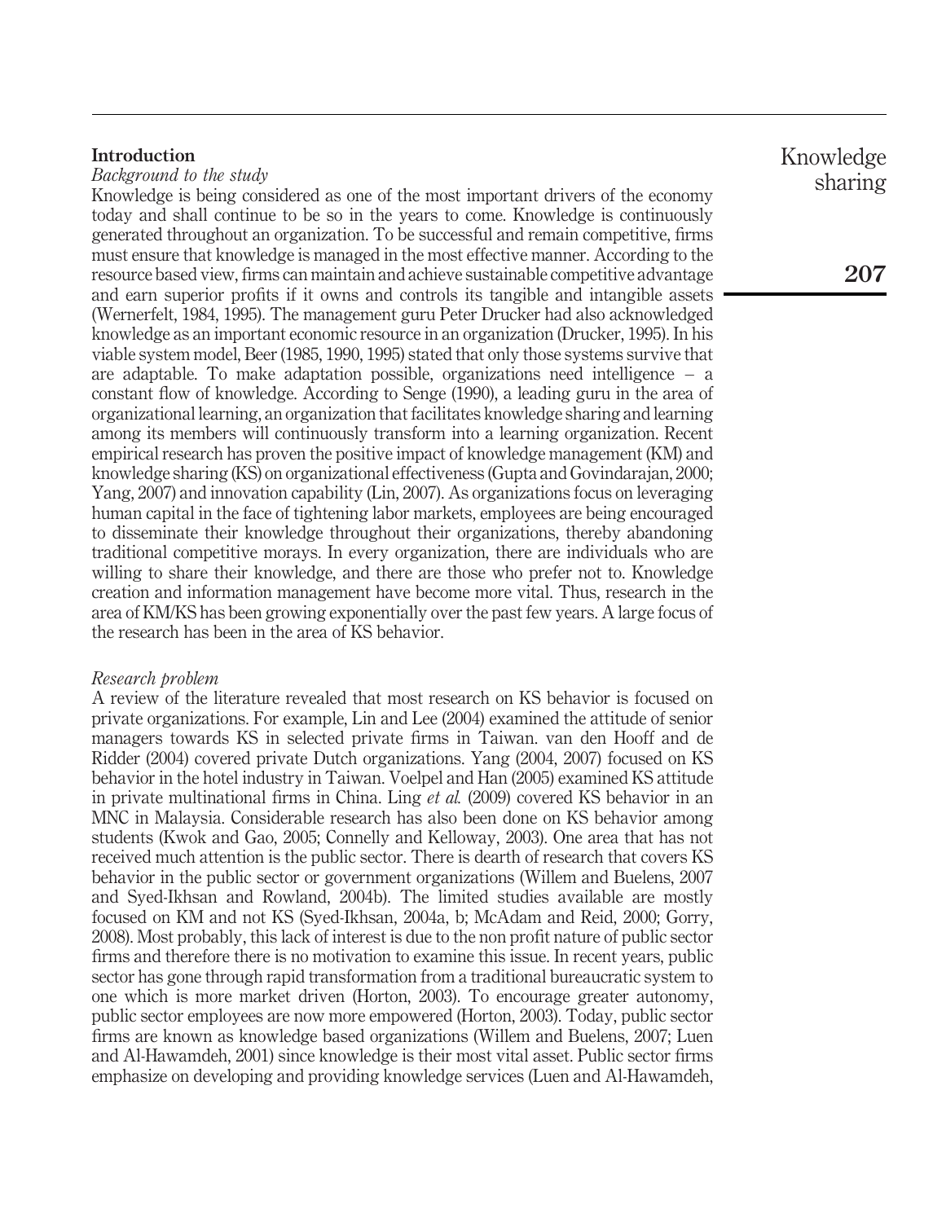## Introduction

### Background to the study

Knowledge is being considered as one of the most important drivers of the economy today and shall continue to be so in the years to come. Knowledge is continuously generated throughout an organization. To be successful and remain competitive, firms must ensure that knowledge is managed in the most effective manner. According to the resource based view, firms can maintain and achieve sustainable competitive advantage and earn superior profits if it owns and controls its tangible and intangible assets (Wernerfelt, 1984, 1995). The management guru Peter Drucker had also acknowledged knowledge as an important economic resource in an organization (Drucker, 1995). In his viable system model, Beer (1985, 1990, 1995) stated that only those systems survive that are adaptable. To make adaptation possible, organizations need intelligence – a constant flow of knowledge. According to Senge (1990), a leading guru in the area of organizational learning, an organization that facilitates knowledge sharing and learning among its members will continuously transform into a learning organization. Recent empirical research has proven the positive impact of knowledge management (KM) and knowledge sharing (KS) on organizational effectiveness (Gupta and Govindarajan, 2000; Yang, 2007) and innovation capability (Lin, 2007). As organizations focus on leveraging human capital in the face of tightening labor markets, employees are being encouraged to disseminate their knowledge throughout their organizations, thereby abandoning traditional competitive morays. In every organization, there are individuals who are willing to share their knowledge, and there are those who prefer not to. Knowledge creation and information management have become more vital. Thus, research in the area of KM/KS has been growing exponentially over the past few years. A large focus of the research has been in the area of KS behavior.

### Research problem

A review of the literature revealed that most research on KS behavior is focused on private organizations. For example, Lin and Lee (2004) examined the attitude of senior managers towards KS in selected private firms in Taiwan. van den Hooff and de Ridder (2004) covered private Dutch organizations. Yang (2004, 2007) focused on KS behavior in the hotel industry in Taiwan. Voelpel and Han (2005) examined KS attitude in private multinational firms in China. Ling *et al.* (2009) covered KS behavior in an MNC in Malaysia. Considerable research has also been done on KS behavior among students (Kwok and Gao, 2005; Connelly and Kelloway, 2003). One area that has not received much attention is the public sector. There is dearth of research that covers KS behavior in the public sector or government organizations (Willem and Buelens, 2007 and Syed-Ikhsan and Rowland, 2004b). The limited studies available are mostly focused on KM and not KS (Syed-Ikhsan, 2004a, b; McAdam and Reid, 2000; Gorry, 2008). Most probably, this lack of interest is due to the non profit nature of public sector firms and therefore there is no motivation to examine this issue. In recent years, public sector has gone through rapid transformation from a traditional bureaucratic system to one which is more market driven (Horton, 2003). To encourage greater autonomy, public sector employees are now more empowered (Horton, 2003). Today, public sector firms are known as knowledge based organizations (Willem and Buelens, 2007; Luen and Al-Hawamdeh, 2001) since knowledge is their most vital asset. Public sector firms emphasize on developing and providing knowledge services (Luen and Al-Hawamdeh,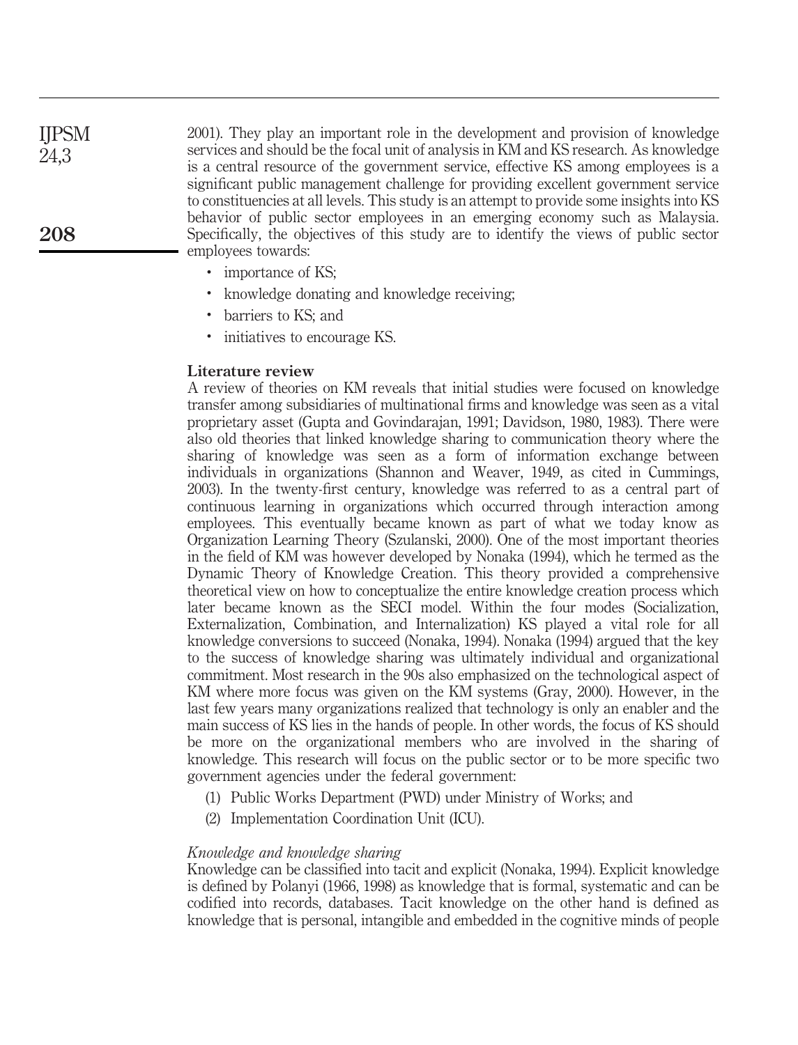2001). They play an important role in the development and provision of knowledge services and should be the focal unit of analysis in KM and KS research. As knowledge is a central resource of the government service, effective KS among employees is a significant public management challenge for providing excellent government service to constituencies at all levels. This study is an attempt to provide some insights into KS behavior of public sector employees in an emerging economy such as Malaysia. Specifically, the objectives of this study are to identify the views of public sector employees towards:

- importance of KS;
- knowledge donating and knowledge receiving;
- barriers to KS; and
- initiatives to encourage KS.

## Literature review

A review of theories on KM reveals that initial studies were focused on knowledge transfer among subsidiaries of multinational firms and knowledge was seen as a vital proprietary asset (Gupta and Govindarajan, 1991; Davidson, 1980, 1983). There were also old theories that linked knowledge sharing to communication theory where the sharing of knowledge was seen as a form of information exchange between individuals in organizations (Shannon and Weaver, 1949, as cited in Cummings, 2003). In the twenty-first century, knowledge was referred to as a central part of continuous learning in organizations which occurred through interaction among employees. This eventually became known as part of what we today know as Organization Learning Theory (Szulanski, 2000). One of the most important theories in the field of KM was however developed by Nonaka (1994), which he termed as the Dynamic Theory of Knowledge Creation. This theory provided a comprehensive theoretical view on how to conceptualize the entire knowledge creation process which later became known as the SECI model. Within the four modes (Socialization, Externalization, Combination, and Internalization) KS played a vital role for all knowledge conversions to succeed (Nonaka, 1994). Nonaka (1994) argued that the key to the success of knowledge sharing was ultimately individual and organizational commitment. Most research in the 90s also emphasized on the technological aspect of KM where more focus was given on the KM systems (Gray, 2000). However, in the last few years many organizations realized that technology is only an enabler and the main success of KS lies in the hands of people. In other words, the focus of KS should be more on the organizational members who are involved in the sharing of knowledge. This research will focus on the public sector or to be more specific two government agencies under the federal government:

1. Public Works Department (PWD) under Ministry of Works; and
2. Implementation Coordination Unit (ICU).

### *Knowledge and knowledge sharing*

Knowledge can be classified into tacit and explicit (Nonaka, 1994). Explicit knowledge is defined by Polanyi (1966, 1998) as knowledge that is formal, systematic and can be codified into records, databases. Tacit knowledge on the other hand is defined as knowledge that is personal, intangible and embedded in the cognitive minds of people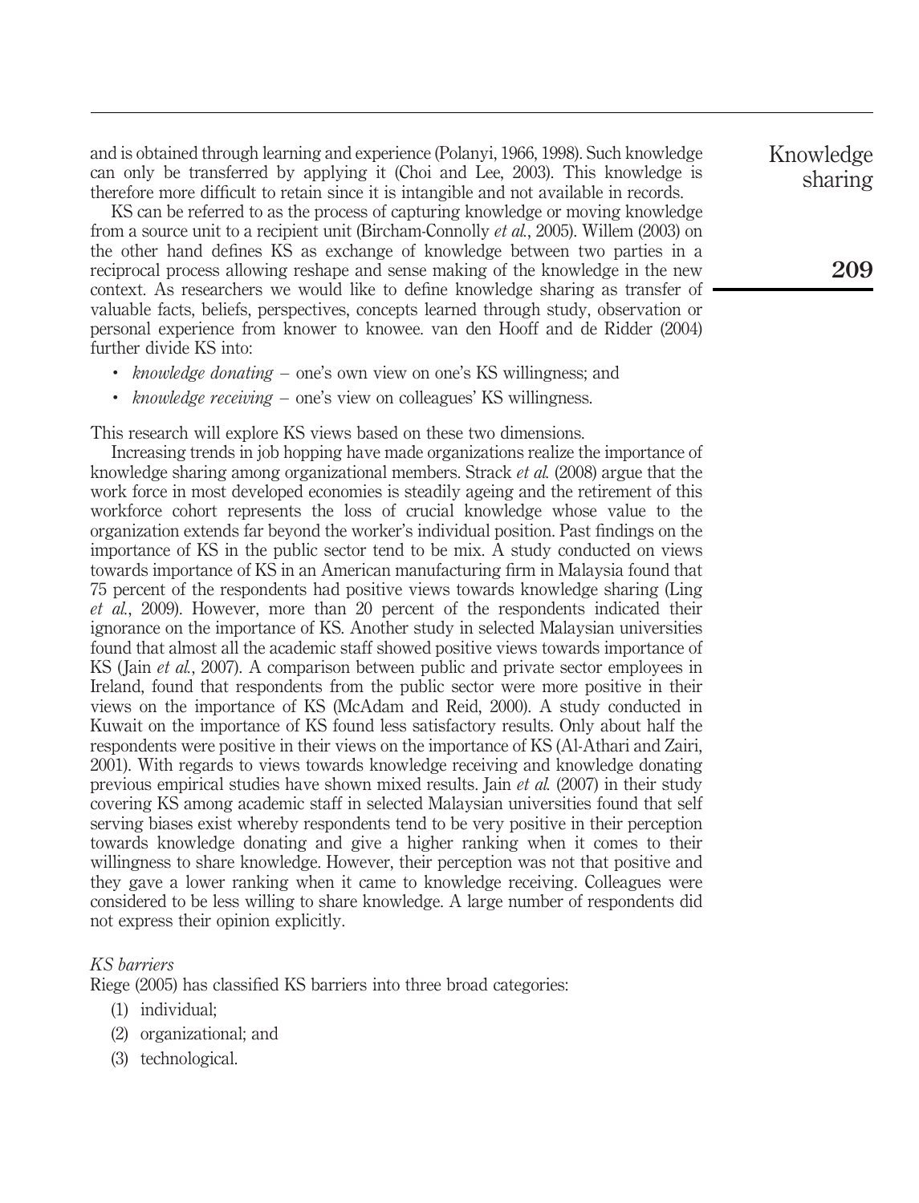and is obtained through learning and experience (Polanyi, 1966, 1998). Such knowledge can only be transferred by applying it (Choi and Lee, 2003). This knowledge is therefore more difficult to retain since it is intangible and not available in records.

KS can be referred to as the process of capturing knowledge or moving knowledge from a source unit to a recipient unit (Bircham-Connolly *et al.*, 2005). Willem (2003) on the other hand defines KS as exchange of knowledge between two parties in a reciprocal process allowing reshape and sense making of the knowledge in the new context. As researchers we would like to define knowledge sharing as transfer of valuable facts, beliefs, perspectives, concepts learned through study, observation or personal experience from knower to knowee. van den Hooff and de Ridder (2004) further divide KS into:

- *knowledge donating* – one's own view on one's KS willingness; and
- *knowledge receiving* – one's view on colleagues' KS willingness.

This research will explore KS views based on these two dimensions.

Increasing trends in job hopping have made organizations realize the importance of knowledge sharing among organizational members. Strack *et al.* (2008) argue that the work force in most developed economies is steadily ageing and the retirement of this workforce cohort represents the loss of crucial knowledge whose value to the organization extends far beyond the worker's individual position. Past findings on the importance of KS in the public sector tend to be mix. A study conducted on views towards importance of KS in an American manufacturing firm in Malaysia found that 75 percent of the respondents had positive views towards knowledge sharing (Ling *et al.*, 2009). However, more than 20 percent of the respondents indicated their ignorance on the importance of KS. Another study in selected Malaysian universities found that almost all the academic staff showed positive views towards importance of KS (Jain *et al.*, 2007). A comparison between public and private sector employees in Ireland, found that respondents from the public sector were more positive in their views on the importance of KS (McAdam and Reid, 2000). A study conducted in Kuwait on the importance of KS found less satisfactory results. Only about half the respondents were positive in their views on the importance of KS (Al-Athari and Zairi, 2001). With regards to views towards knowledge receiving and knowledge donating previous empirical studies have shown mixed results. Jain *et al.* (2007) in their study covering KS among academic staff in selected Malaysian universities found that self serving biases exist whereby respondents tend to be very positive in their perception towards knowledge donating and give a higher ranking when it comes to their willingness to share knowledge. However, their perception was not that positive and they gave a lower ranking when it came to knowledge receiving. Colleagues were considered to be less willing to share knowledge. A large number of respondents did not express their opinion explicitly.

### *KS barriers*

Riege (2005) has classified KS barriers into three broad categories:

(1) individual;

(2) organizational; and

(3) technological.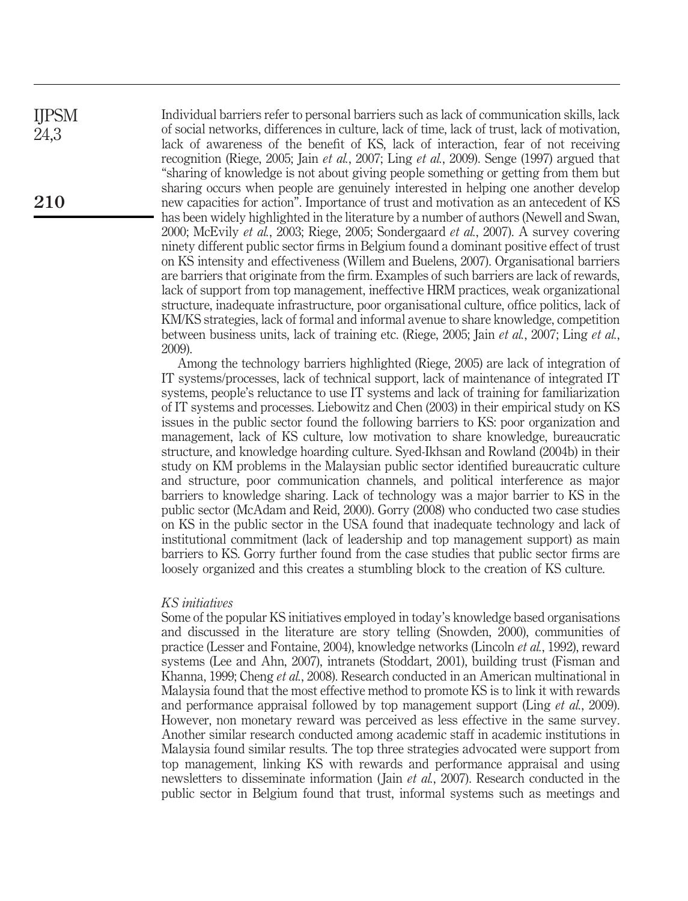Individual barriers refer to personal barriers such as lack of communication skills, lack of social networks, differences in culture, lack of time, lack of trust, lack of motivation, lack of awareness of the benefit of KS, lack of interaction, fear of not receiving recognition (Riege, 2005; Jain *et al.*, 2007; Ling *et al.*, 2009). Senge (1997) argued that "sharing of knowledge is not about giving people something or getting from them but sharing occurs when people are genuinely interested in helping one another develop new capacities for action". Importance of trust and motivation as an antecedent of KS has been widely highlighted in the literature by a number of authors (Newell and Swan, 2000; McEvily *et al.*, 2003; Riege, 2005; Sondergaard *et al.*, 2007). A survey covering ninety different public sector firms in Belgium found a dominant positive effect of trust on KS intensity and effectiveness (Willem and Buelens, 2007). Organisational barriers are barriers that originate from the firm. Examples of such barriers are lack of rewards, lack of support from top management, ineffective HRM practices, weak organizational structure, inadequate infrastructure, poor organisational culture, office politics, lack of KM/KS strategies, lack of formal and informal avenue to share knowledge, competition between business units, lack of training etc. (Riege, 2005; Jain *et al.*, 2007; Ling *et al.*, 2009).

Among the technology barriers highlighted (Riege, 2005) are lack of integration of IT systems/processes, lack of technical support, lack of maintenance of integrated IT systems, people's reluctance to use IT systems and lack of training for familiarization of IT systems and processes. Liebowitz and Chen (2003) in their empirical study on KS issues in the public sector found the following barriers to KS: poor organization and management, lack of KS culture, low motivation to share knowledge, bureaucratic structure, and knowledge hoarding culture. Syed-Ikhsan and Rowland (2004b) in their study on KM problems in the Malaysian public sector identified bureaucratic culture and structure, poor communication channels, and political interference as major barriers to knowledge sharing. Lack of technology was a major barrier to KS in the public sector (McAdam and Reid, 2000). Gorry (2008) who conducted two case studies on KS in the public sector in the USA found that inadequate technology and lack of institutional commitment (lack of leadership and top management support) as main barriers to KS. Gorry further found from the case studies that public sector firms are loosely organized and this creates a stumbling block to the creation of KS culture.

### *KS initiatives*

Some of the popular KS initiatives employed in today's knowledge based organisations and discussed in the literature are story telling (Snowden, 2000), communities of practice (Lesser and Fontaine, 2004), knowledge networks (Lincoln *et al.*, 1992), reward systems (Lee and Ahn, 2007), intranets (Stoddart, 2001), building trust (Fisman and Khanna, 1999; Cheng *et al.*, 2008). Research conducted in an American multinational in Malaysia found that the most effective method to promote KS is to link it with rewards and performance appraisal followed by top management support (Ling *et al.*, 2009). However, non monetary reward was perceived as less effective in the same survey. Another similar research conducted among academic staff in academic institutions in Malaysia found similar results. The top three strategies advocated were support from top management, linking KS with rewards and performance appraisal and using newsletters to disseminate information (Jain *et al.*, 2007). Research conducted in the public sector in Belgium found that trust, informal systems such as meetings and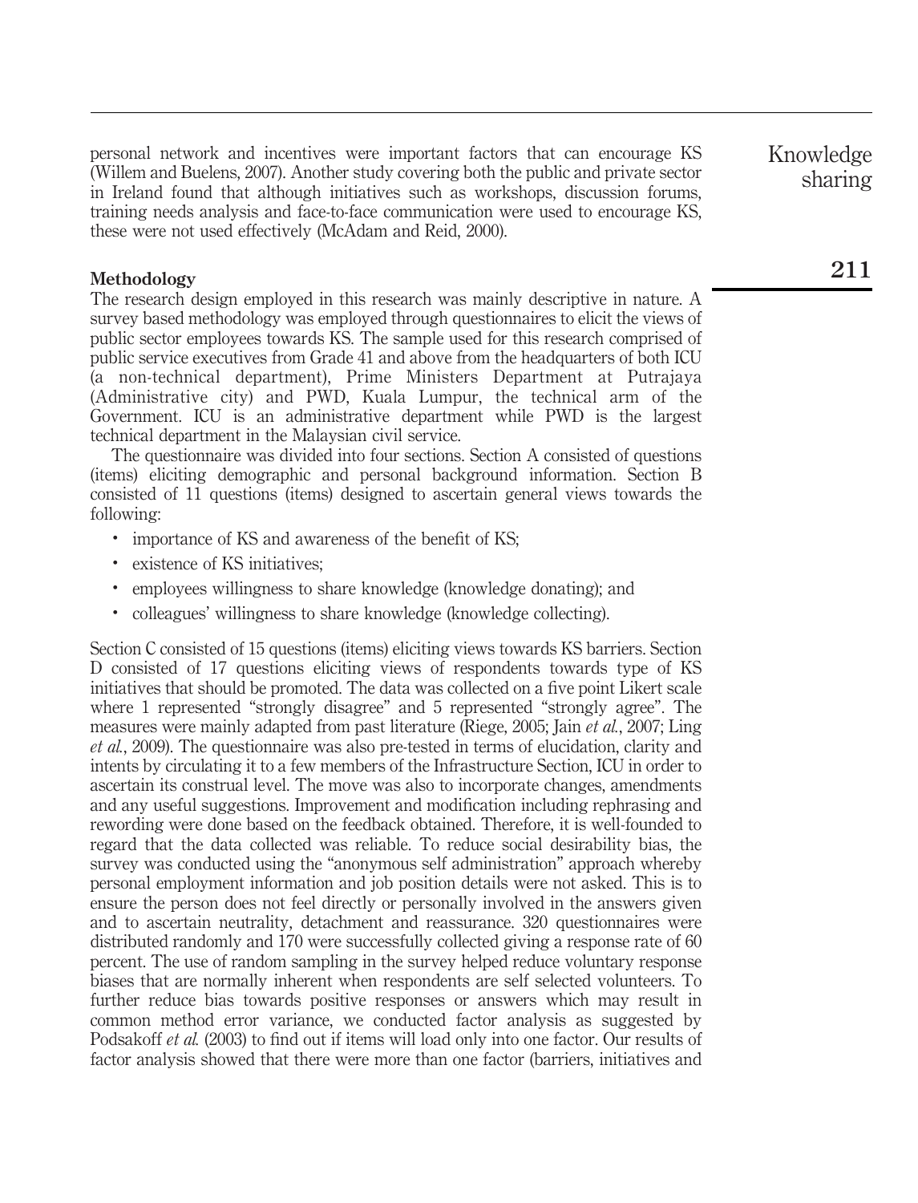personal network and incentives were important factors that can encourage KS (Willem and Buelens, 2007). Another study covering both the public and private sector in Ireland found that although initiatives such as workshops, discussion forums, training needs analysis and face-to-face communication were used to encourage KS, these were not used effectively (McAdam and Reid, 2000).

## Methodology

The research design employed in this research was mainly descriptive in nature. A survey based methodology was employed through questionnaires to elicit the views of public sector employees towards KS. The sample used for this research comprised of public service executives from Grade 41 and above from the headquarters of both ICU (a non-technical department), Prime Ministers Department at Putrajaya (Administrative city) and PWD, Kuala Lumpur, the technical arm of the Government. ICU is an administrative department while PWD is the largest technical department in the Malaysian civil service.

The questionnaire was divided into four sections. Section A consisted of questions (items) eliciting demographic and personal background information. Section B consisted of 11 questions (items) designed to ascertain general views towards the following:

- importance of KS and awareness of the benefit of KS;
- existence of KS initiatives;
- employees willingness to share knowledge (knowledge donating); and
- colleagues' willingness to share knowledge (knowledge collecting).

Section C consisted of 15 questions (items) eliciting views towards KS barriers. Section D consisted of 17 questions eliciting views of respondents towards type of KS initiatives that should be promoted. The data was collected on a five point Likert scale where 1 represented "strongly disagree" and 5 represented "strongly agree". The measures were mainly adapted from past literature (Riege, 2005; Jain *et al.*, 2007; Ling *et al.*, 2009). The questionnaire was also pre-tested in terms of elucidation, clarity and intents by circulating it to a few members of the Infrastructure Section, ICU in order to ascertain its construal level. The move was also to incorporate changes, amendments and any useful suggestions. Improvement and modification including rephrasing and rewording were done based on the feedback obtained. Therefore, it is well-founded to regard that the data collected was reliable. To reduce social desirability bias, the survey was conducted using the "anonymous self administration" approach whereby personal employment information and job position details were not asked. This is to ensure the person does not feel directly or personally involved in the answers given and to ascertain neutrality, detachment and reassurance. 320 questionnaires were distributed randomly and 170 were successfully collected giving a response rate of 60 percent. The use of random sampling in the survey helped reduce voluntary response biases that are normally inherent when respondents are self selected volunteers. To further reduce bias towards positive responses or answers which may result in common method error variance, we conducted factor analysis as suggested by Podsakoff *et al.* (2003) to find out if items will load only into one factor. Our results of factor analysis showed that there were more than one factor (barriers, initiatives and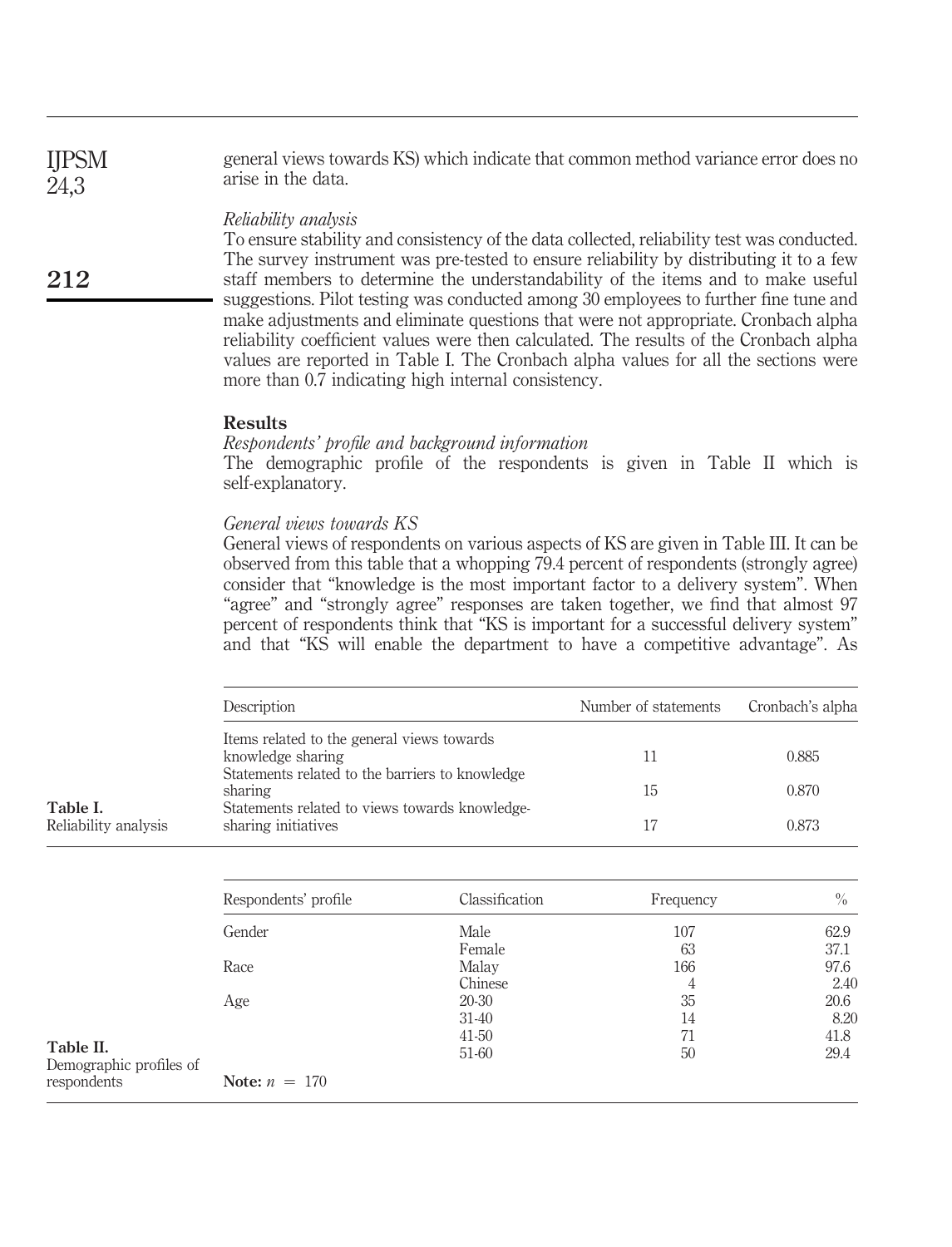general views towards KS) which indicate that common method variance error does no arise in the data.

*Reliability analysis*

To ensure stability and consistency of the data collected, reliability test was conducted. The survey instrument was pre-tested to ensure reliability by distributing it to a few staff members to determine the understandability of the items and to make useful suggestions. Pilot testing was conducted among 30 employees to further fine tune and make adjustments and eliminate questions that were not appropriate. Cronbach alpha reliability coefficient values were then calculated. The results of the Cronbach alpha values are reported in Table I. The Cronbach alpha values for all the sections were more than 0.7 indicating high internal consistency.

## Results

*Respondents' profile and background information*

The demographic profile of the respondents is given in Table II which is self-explanatory.

*General views towards KS*

General views of respondents on various aspects of KS are given in Table III. It can be observed from this table that a whopping 79.4 percent of respondents (strongly agree) consider that "knowledge is the most important factor to a delivery system". When "agree" and "strongly agree" responses are taken together, we find that almost 97 percent of respondents think that "KS is important for a successful delivery system" and that "KS will enable the department to have a competitive advantage". As

**Table I.** Reliability analysis

| Description | Number of statements | Cronbach's alpha |
|---|---|---|
| Items related to the general views towards knowledge sharing | 11 | 0.885 |
| Statements related to the barriers to knowledge sharing | 15 | 0.870 |
| Statements related to views towards knowledge-sharing initiatives | 17 | 0.873 |

**Table II.** Demographic profiles of respondents

| Respondents' profile | Classification | Frequency | % |
|---|---|---|---|
| Gender | Male | 107 | 62.9 |
| | Female | 63 | 37.1 |
| Race | Malay | 166 | 97.6 |
| | Chinese | 4 | 2.40 |
| Age | 20-30 | 35 | 20.6 |
| | 31-40 | 14 | 8.20 |
| | 41-50 | 71 | 41.8 |
| | 51-60 | 50 | 29.4 |

**Note:** $n = 170$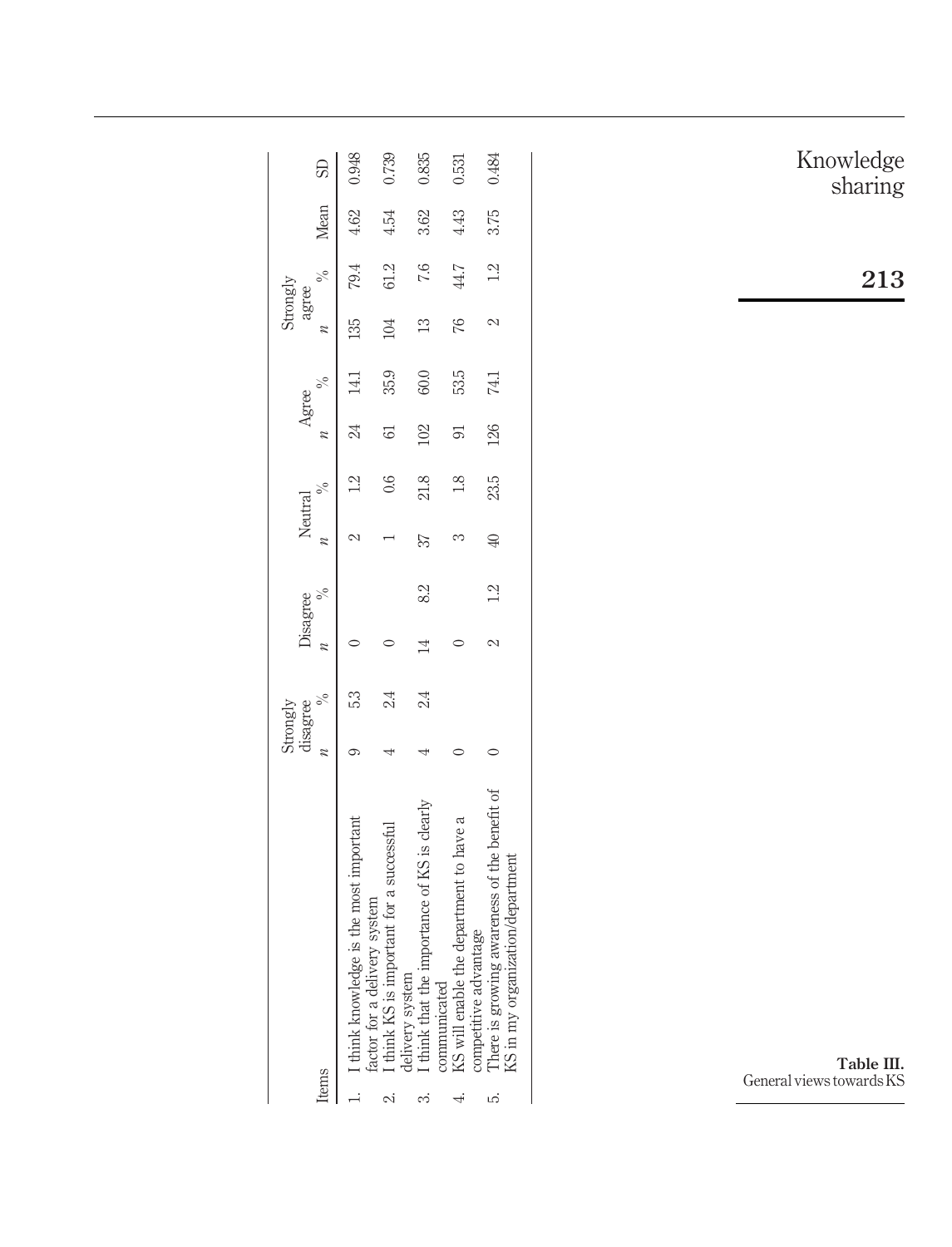**Table III.** General views towards KS

| Items | Strongly disagree | | Disagree | | Neutral | | Agree | | Strongly agree | | Mean | SD |
|---|---|---|---|---|---|---|---|---|---|---|---|---|
| | n | % | n | % | n | % | n | % | n | % | | |
| 1. I think knowledge is the most important factor for a delivery system | 9 | 5.3 | 0 | | 2 | 1.2 | 24 | 14.1 | 135 | 79.4 | 4.62 | 0.948 |
| 2. I think KS is important for a successful delivery system | 4 | 2.4 | 0 | | 1 | 0.6 | 61 | 35.9 | 104 | 61.2 | 4.54 | 0.739 |
| 3. I think that the importance of KS is clearly communicated | 4 | 2.4 | 14 | 8.2 | 37 | 21.8 | 102 | 60.0 | 13 | 7.6 | 3.62 | 0.835 |
| 4. KS will enable the department to have a competitive advantage | 0 | | 0 | | 3 | 1.8 | 91 | 53.5 | 76 | 44.7 | 4.43 | 0.531 |
| 5. There is growing awareness of the benefit of KS in my organization/department | 0 | | 2 | 1.2 | 40 | 23.5 | 126 | 74.1 | 2 | 1.2 | 3.75 | 0.484 |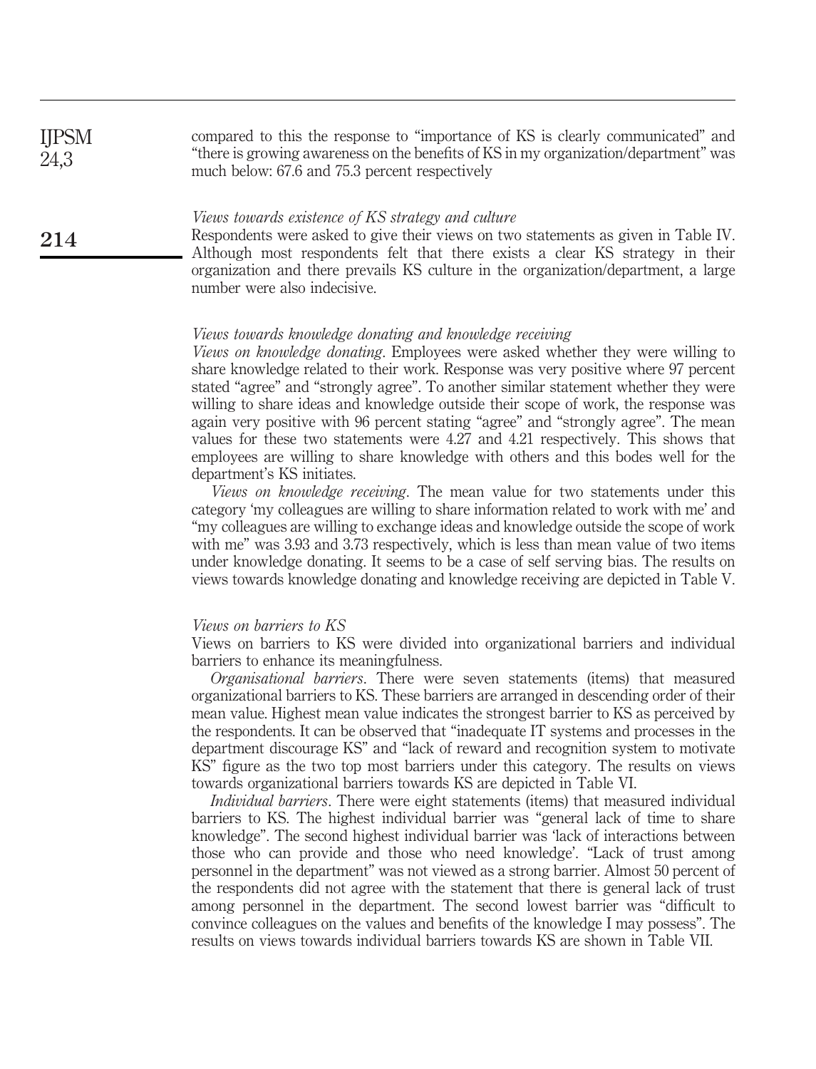compared to this the response to "importance of KS is clearly communicated" and "there is growing awareness on the benefits of KS in my organization/department" was much below: 67.6 and 75.3 percent respectively

*Views towards existence of KS strategy and culture*

Respondents were asked to give their views on two statements as given in Table IV. Although most respondents felt that there exists a clear KS strategy in their organization and there prevails KS culture in the organization/department, a large number were also indecisive.

*Views towards knowledge donating and knowledge receiving*

*Views on knowledge donating*. Employees were asked whether they were willing to share knowledge related to their work. Response was very positive where 97 percent stated "agree" and "strongly agree". To another similar statement whether they were willing to share ideas and knowledge outside their scope of work, the response was again very positive with 96 percent stating "agree" and "strongly agree". The mean values for these two statements were 4.27 and 4.21 respectively. This shows that employees are willing to share knowledge with others and this bodes well for the department's KS initiates.

*Views on knowledge receiving*. The mean value for two statements under this category 'my colleagues are willing to share information related to work with me' and "my colleagues are willing to exchange ideas and knowledge outside the scope of work with me" was 3.93 and 3.73 respectively, which is less than mean value of two items under knowledge donating. It seems to be a case of self serving bias. The results on views towards knowledge donating and knowledge receiving are depicted in Table V.

*Views on barriers to KS*

Views on barriers to KS were divided into organizational barriers and individual barriers to enhance its meaningfulness.

*Organisational barriers*. There were seven statements (items) that measured organizational barriers to KS. These barriers are arranged in descending order of their mean value. Highest mean value indicates the strongest barrier to KS as perceived by the respondents. It can be observed that "inadequate IT systems and processes in the department discourage KS" and "lack of reward and recognition system to motivate KS" figure as the two top most barriers under this category. The results on views towards organizational barriers towards KS are depicted in Table VI.

*Individual barriers*. There were eight statements (items) that measured individual barriers to KS. The highest individual barrier was "general lack of time to share knowledge". The second highest individual barrier was 'lack of interactions between those who can provide and those who need knowledge'. "Lack of trust among personnel in the department" was not viewed as a strong barrier. Almost 50 percent of the respondents did not agree with the statement that there is general lack of trust among personnel in the department. The second lowest barrier was "difficult to convince colleagues on the values and benefits of the knowledge I may possess". The results on views towards individual barriers towards KS are shown in Table VII.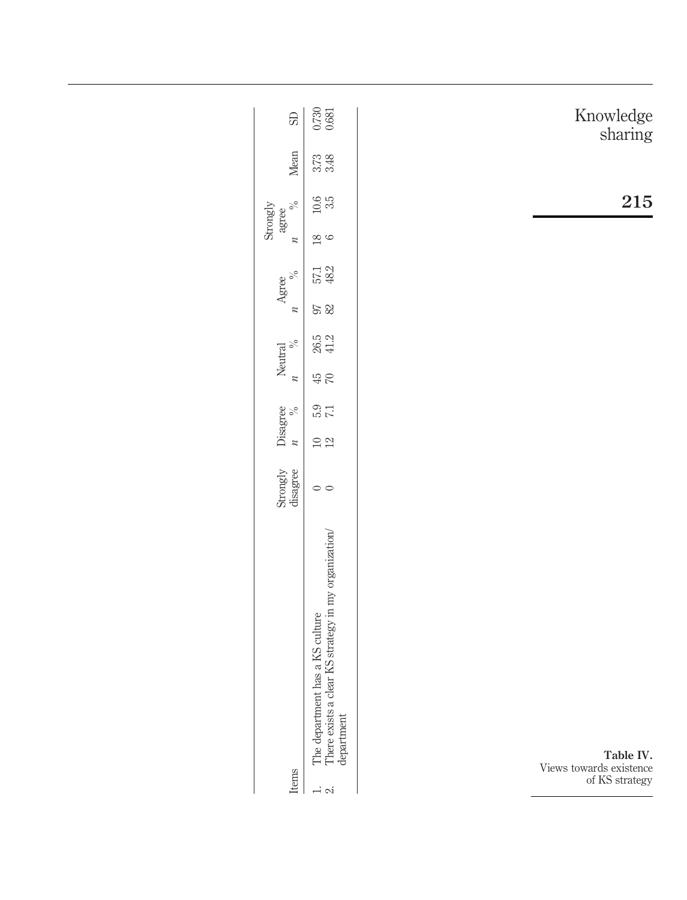**Table IV.** Views towards existence of KS strategy

| Items | Strongly disagree | Disagree | | Neutral | | Agree | | Strongly agree | | Mean | SD |
|---|---|---|---|---|---|---|---|---|---|---|---|
| | | *n* | % | *n* | % | *n* | % | *n* | % | | |
| 1. The department has a KS culture | 0 | 10 | 5.9 | 45 | 26.5 | 97 | 57.1 | 18 | 10.6 | 3.73 | 0.730 |
| 2. There exists a clear KS strategy in my organization/department | 0 | 12 | 7.1 | 70 | 41.2 | 82 | 48.2 | 6 | 3.5 | 3.48 | 0.681 |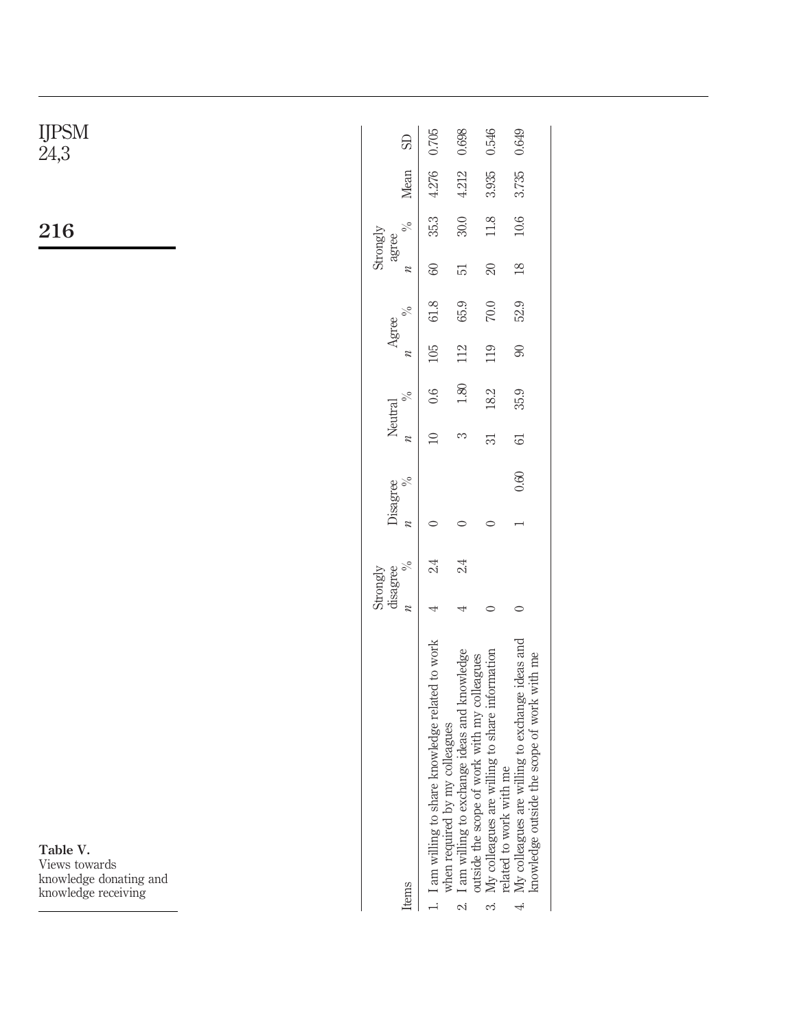Table V. Views towards knowledge donating and knowledge receiving

| Items | Strongly disagree | | Disagree | | Neutral | | Agree | | Strongly agree | | Mean | SD |
|---|---|---|---|---|---|---|---|---|---|---|---|---|
| | n | % | n | % | n | % | n | % | n | % | | |
| 1. I am willing to share knowledge related to work when required by my colleagues | 4 | 2.4 | 0 | | 10 | 0.6 | 105 | 61.8 | 60 | 35.3 | 4.276 | 0.705 |
| 2. I am willing to exchange ideas and knowledge outside the scope of work with my colleagues | 4 | 2.4 | 0 | | 3 | 1.80 | 112 | 65.9 | 51 | 30.0 | 4.212 | 0.698 |
| 3. My colleagues are willing to share information related to work with me | 0 | | 0 | | 31 | 18.2 | 119 | 70.0 | 20 | 11.8 | 3.935 | 0.546 |
| 4. My colleagues are willing to exchange ideas and knowledge outside the scope of work with me | 0 | | 1 | 0.60 | 61 | 35.9 | 90 | 52.9 | 18 | 10.6 | 3.735 | 0.649 |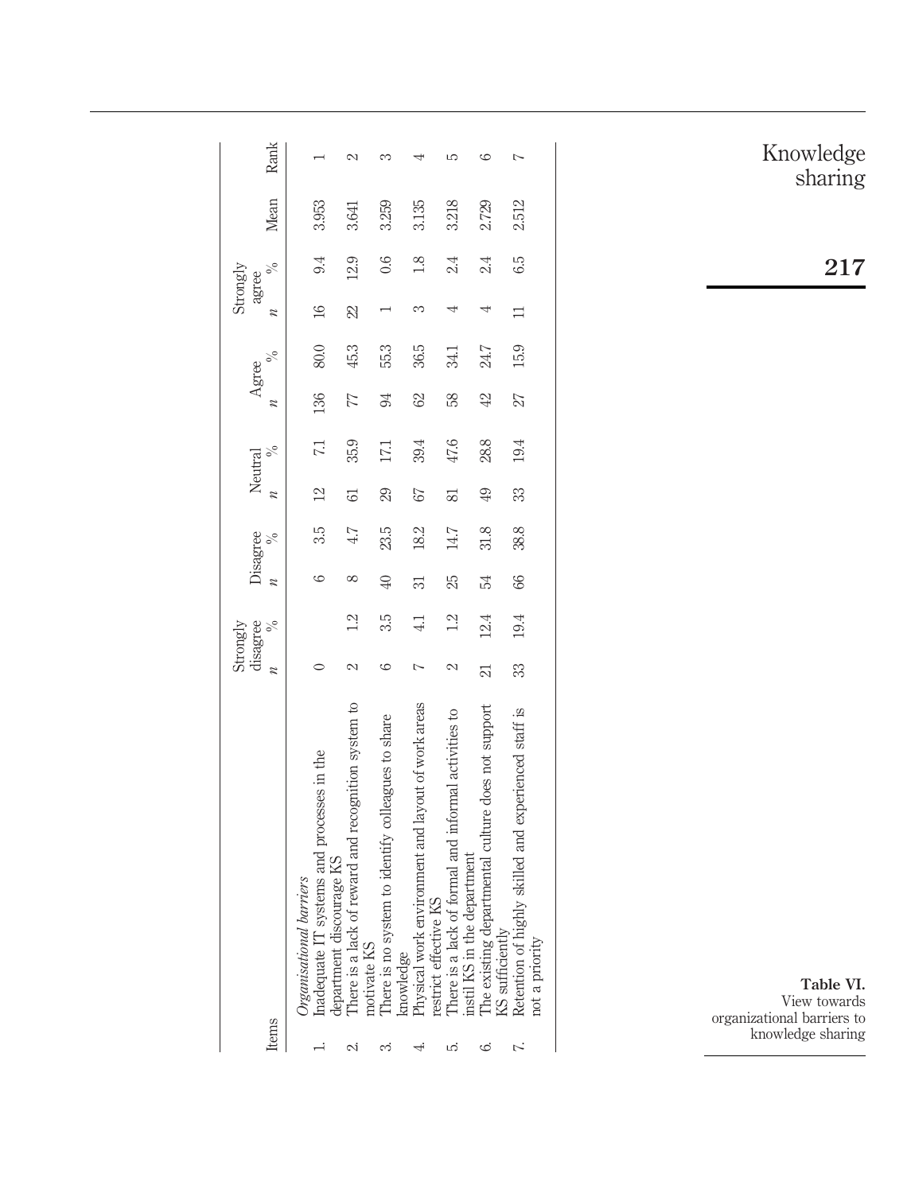Table VI. View towards organizational barriers to knowledge sharing

| Items | Strongly disagree | | Disagree | | Neutral | | Agree | | Strongly agree | | Mean | Rank |
|---|---|---|---|---|---|---|---|---|---|---|---|---|
| | n | % | n | % | n | % | n | % | n | % | | |
| *Organisational barriers* | | | | | | | | | | | | |
| 1. Inadequate IT systems and processes in the department discourage KS | 0 | | 6 | 3.5 | 12 | 7.1 | 136 | 80.0 | 16 | 9.4 | 3.953 | 1 |
| 2. There is a lack of reward and recognition system to motivate KS | 2 | 1.2 | 8 | 4.7 | 61 | 35.9 | 77 | 45.3 | 22 | 12.9 | 3.641 | 2 |
| 3. There is no system to identify colleagues to share knowledge | 6 | 3.5 | 40 | 23.5 | 29 | 17.1 | 94 | 55.3 | 1 | 0.6 | 3.259 | 3 |
| 4. Physical work environment and layout of work areas restrict effective KS | 7 | 4.1 | 31 | 18.2 | 67 | 39.4 | 62 | 36.5 | 3 | 1.8 | 3.135 | 4 |
| 5. There is a lack of formal and informal activities to instil KS in the department | 2 | 1.2 | 25 | 14.7 | 81 | 47.6 | 58 | 34.1 | 4 | 2.4 | 3.218 | 5 |
| 6. The existing departmental culture does not support KS sufficiently | 21 | 12.4 | 54 | 31.8 | 49 | 28.8 | 42 | 24.7 | 4 | 2.4 | 2.729 | 6 |
| 7. Retention of highly skilled and experienced staff is not a priority | 33 | 19.4 | 66 | 38.8 | 33 | 19.4 | 27 | 15.9 | 11 | 6.5 | 2.512 | 7 |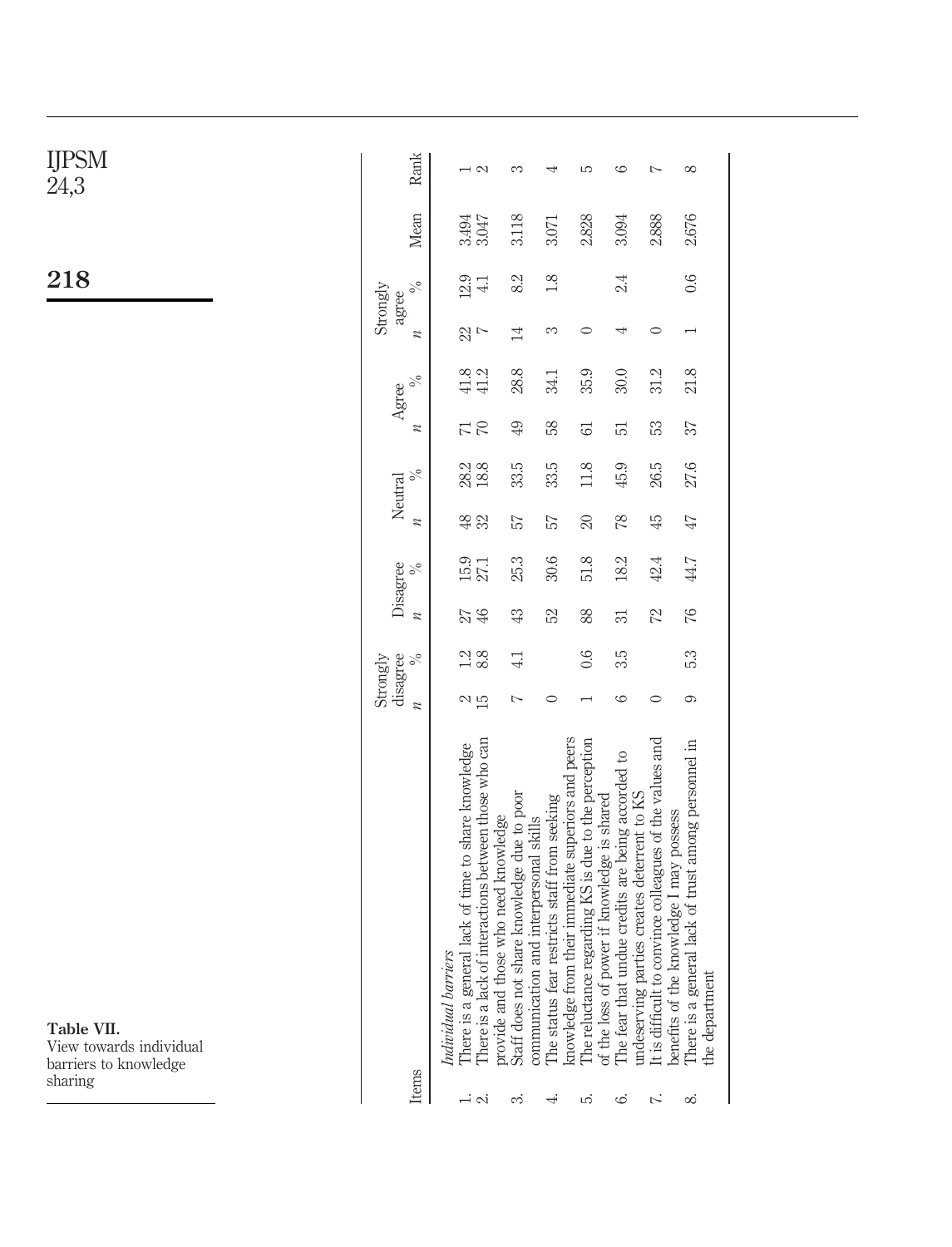**Table VII.** View towards individual barriers to knowledge sharing

| Items | Strongly disagree | | Disagree | | Neutral | | Agree | | Strongly agree | | Mean | Rank |
|---|---|---|---|---|---|---|---|---|---|---|---|---|
| | *n* | % | *n* | % | *n* | % | *n* | % | *n* | % | | |
| *Individual barriers* | | | | | | | | | | | | |
| 1. There is a general lack of time to share knowledge | 2 | 1.2 | 27 | 15.9 | 48 | 28.2 | 71 | 41.8 | 22 | 12.9 | 3.494 | 1 |
| 2. There is a lack of interactions between those who can provide and those who need knowledge | 15 | 8.8 | 46 | 27.1 | 32 | 18.8 | 70 | 41.2 | 7 | 4.1 | 3.047 | 2 |
| 3. Staff does not share knowledge due to poor communication and interpersonal skills | 7 | 4.1 | 43 | 25.3 | 57 | 33.5 | 49 | 28.8 | 14 | 8.2 | 3.118 | 3 |
| 4. The status fear restricts staff from seeking knowledge from their immediate superiors and peers | 0 | | 52 | 30.6 | 57 | 33.5 | 58 | 34.1 | 3 | 1.8 | 3.071 | 4 |
| 5. The reluctance regarding KS is due to the perception of the loss of power if knowledge is shared | 1 | 0.6 | 88 | 51.8 | 20 | 11.8 | 61 | 35.9 | 0 | | 2.828 | 5 |
| 6. The fear that undue credits are being accorded to undeserving parties creates deterrent to KS | 6 | 3.5 | 31 | 18.2 | 78 | 45.9 | 51 | 30.0 | 4 | 2.4 | 3.094 | 6 |
| 7. It is difficult to convince colleagues of the values and benefits of the knowledge I may possess | 0 | | 72 | 42.4 | 45 | 26.5 | 53 | 31.2 | 0 | | 2.888 | 7 |
| 8. There is a general lack of trust among personnel in the department | 9 | 5.3 | 76 | 44.7 | 47 | 27.6 | 37 | 21.8 | 1 | 0.6 | 2.676 | 8 |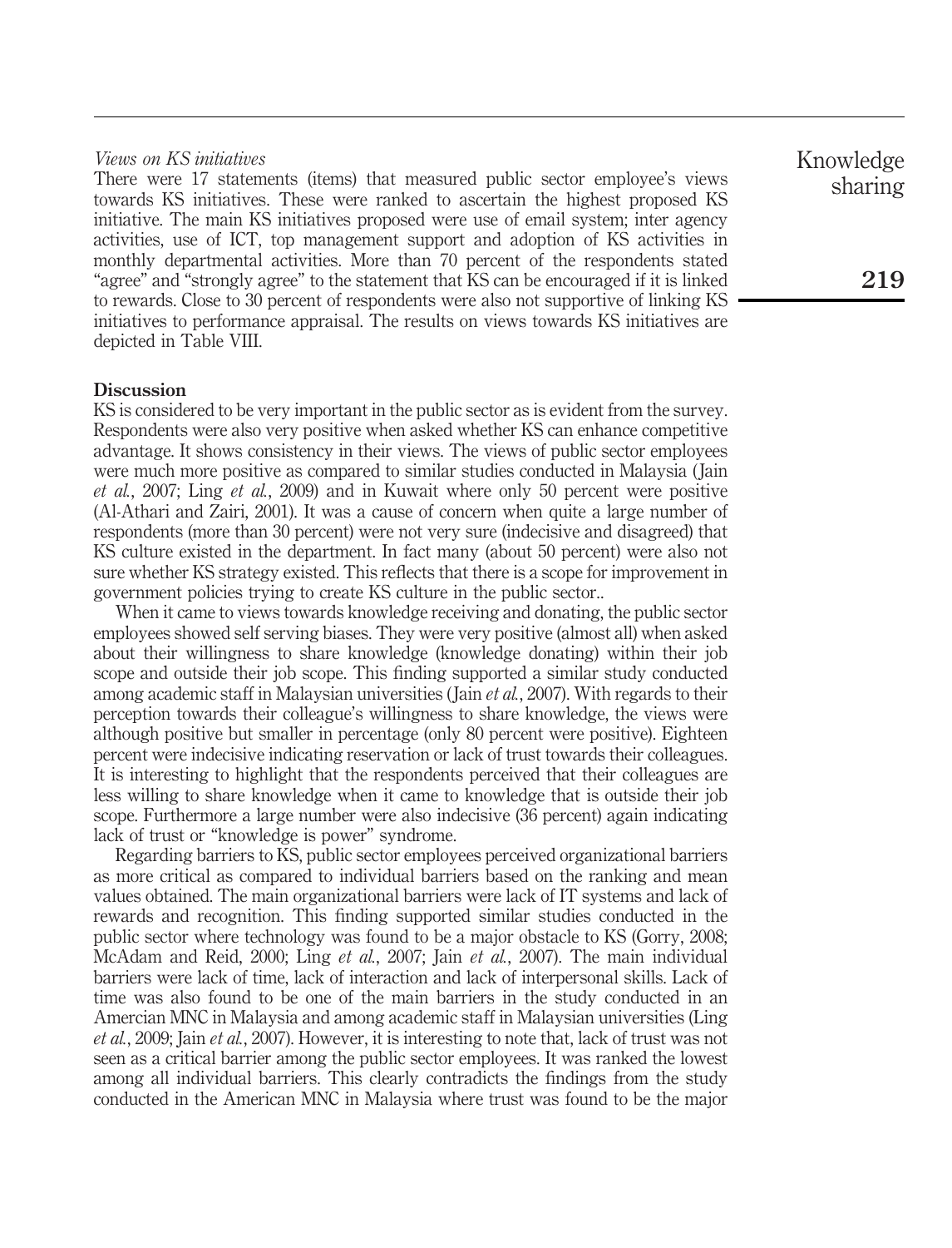*Views on KS initiatives*

There were 17 statements (items) that measured public sector employee's views towards KS initiatives. These were ranked to ascertain the highest proposed KS initiative. The main KS initiatives proposed were use of email system; inter agency activities, use of ICT, top management support and adoption of KS activities in monthly departmental activities. More than 70 percent of the respondents stated "agree" and "strongly agree" to the statement that KS can be encouraged if it is linked to rewards. Close to 30 percent of respondents were also not supportive of linking KS initiatives to performance appraisal. The results on views towards KS initiatives are depicted in Table VIII.

## Discussion

KS is considered to be very important in the public sector as is evident from the survey. Respondents were also very positive when asked whether KS can enhance competitive advantage. It shows consistency in their views. The views of public sector employees were much more positive as compared to similar studies conducted in Malaysia (Jain *et al.*, 2007; Ling *et al.*, 2009) and in Kuwait where only 50 percent were positive (Al-Athari and Zairi, 2001). It was a cause of concern when quite a large number of respondents (more than 30 percent) were not very sure (indecisive and disagreed) that KS culture existed in the department. In fact many (about 50 percent) were also not sure whether KS strategy existed. This reflects that there is a scope for improvement in government policies trying to create KS culture in the public sector..

When it came to views towards knowledge receiving and donating, the public sector employees showed self serving biases. They were very positive (almost all) when asked about their willingness to share knowledge (knowledge donating) within their job scope and outside their job scope. This finding supported a similar study conducted among academic staff in Malaysian universities (Jain *et al.*, 2007). With regards to their perception towards their colleague's willingness to share knowledge, the views were although positive but smaller in percentage (only 80 percent were positive). Eighteen percent were indecisive indicating reservation or lack of trust towards their colleagues. It is interesting to highlight that the respondents perceived that their colleagues are less willing to share knowledge when it came to knowledge that is outside their job scope. Furthermore a large number were also indecisive (36 percent) again indicating lack of trust or "knowledge is power" syndrome.

Regarding barriers to KS, public sector employees perceived organizational barriers as more critical as compared to individual barriers based on the ranking and mean values obtained. The main organizational barriers were lack of IT systems and lack of rewards and recognition. This finding supported similar studies conducted in the public sector where technology was found to be a major obstacle to KS (Gorry, 2008; McAdam and Reid, 2000; Ling *et al.*, 2007; Jain *et al.*, 2007). The main individual barriers were lack of time, lack of interaction and lack of interpersonal skills. Lack of time was also found to be one of the main barriers in the study conducted in an Amercian MNC in Malaysia and among academic staff in Malaysian universities (Ling *et al.*, 2009; Jain *et al.*, 2007). However, it is interesting to note that, lack of trust was not seen as a critical barrier among the public sector employees. It was ranked the lowest among all individual barriers. This clearly contradicts the findings from the study conducted in the American MNC in Malaysia where trust was found to be the major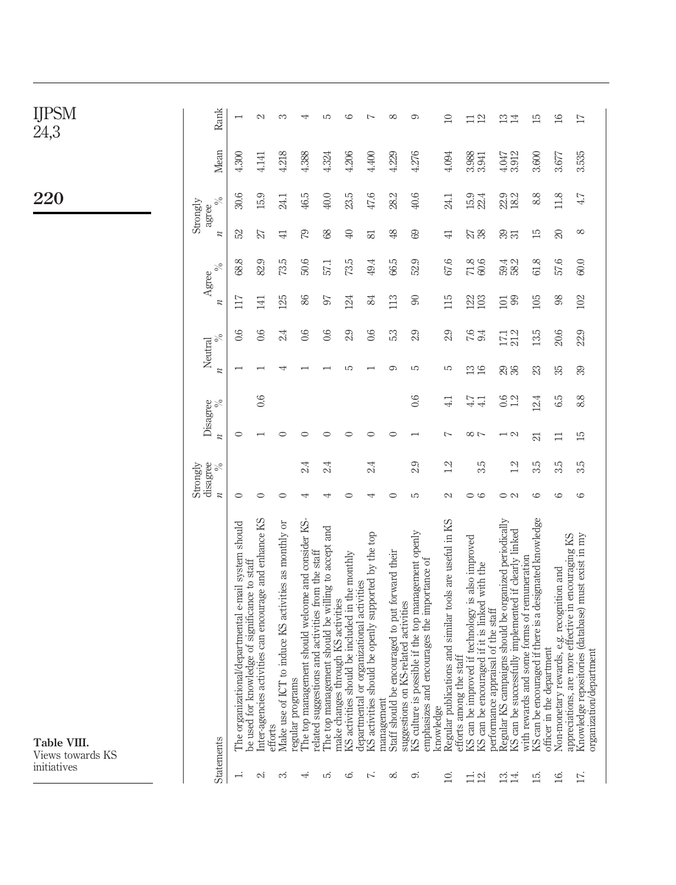**Table VIII.** Views towards KS initiatives

| | Statements | Strongly disagree | | Disagree | | Neutral | | Agree | | Strongly agree | | Mean | Rank |
|---|---|---|---|---|---|---|---|---|---|---|---|---|---|
| | | n | % | n | % | n | % | n | % | n | % | | |
| 1. | The organizational/departmental e-mail system should be used for knowledge of significance to staff | 0 | | 0 | | 1 | 0.6 | 117 | 68.8 | 52 | 30.6 | 4.300 | 1 |
| 2. | Inter-agencies activities can encourage and enhance KS efforts | 0 | | 1 | 0.6 | 1 | 0.6 | 141 | 82.9 | 27 | 15.9 | 4.141 | 2 |
| 3. | Make use of ICT to induce KS activities as monthly or regular programs | 0 | | 0 | | 4 | 2.4 | 125 | 73.5 | 41 | 24.1 | 4.218 | 3 |
| 4. | The top management should welcome and consider KS-related suggestions and activities from the staff | 4 | 2.4 | 0 | | 1 | 0.6 | 86 | 50.6 | 79 | 46.5 | 4.388 | 4 |
| 5. | The top management should be willing to accept and make changes through KS activities | 4 | 2.4 | 0 | | 1 | 0.6 | 97 | 57.1 | 68 | 40.0 | 4.324 | 5 |
| 6. | KS activities should be included in the monthly departmental or organizational activities | 0 | | 0 | | 5 | 2.9 | 124 | 73.5 | 40 | 23.5 | 4.206 | 6 |
| 7. | KS activities should be openly supported by the top management | 4 | 2.4 | 0 | | 1 | 0.6 | 84 | 49.4 | 81 | 47.6 | 4.400 | 7 |
| 8. | Staff should be encouraged to put forward their suggestions on KS-related activities | 0 | | 0 | | 9 | 5.3 | 113 | 66.5 | 48 | 28.2 | 4.229 | 8 |
| 9. | KS culture is possible if the top management openly emphasizes and encourages the importance of knowledge | 5 | 2.9 | 1 | 0.6 | 5 | 2.9 | 90 | 52.9 | 69 | 40.6 | 4.276 | 9 |
| 10. | Regular publications and similar tools are useful in KS efforts among the staff | 2 | 1.2 | 7 | 4.1 | 5 | 2.9 | 115 | 67.6 | 41 | 24.1 | 4.094 | 10 |
| 11. | KS can be improved if technology is also improved | 0 | | 8 | 4.7 | 13 | 7.6 | 122 | 71.8 | 27 | 15.9 | 3.988 | 11 |
| 12. | KS can be encouraged if it is linked with the performance appraisal of the staff | 6 | 3.5 | 7 | 4.1 | 16 | 9.4 | 103 | 60.6 | 38 | 22.4 | 3.941 | 12 |
| 13. | Regular KS campaigns should be organized periodically | 0 | | 1 | 0.6 | 29 | 17.1 | 101 | 59.4 | 39 | 22.9 | 4.047 | 13 |
| 14. | KS can be successfully implemented if clearly linked with rewards and some forms of remuneration | 2 | 1.2 | 2 | 1.2 | 36 | 21.2 | 99 | 58.2 | 31 | 18.2 | 3.912 | 14 |
| 15. | KS can be encouraged if there is a designated knowledge officer in the department | 6 | 3.5 | 21 | 12.4 | 23 | 13.5 | 105 | 61.8 | 15 | 8.8 | 3.600 | 15 |
| 16. | Non-monetary rewards, e.g. recognition and appreciations, are more effective in encouraging KS | 6 | 3.5 | 11 | 6.5 | 35 | 20.6 | 98 | 57.6 | 20 | 11.8 | 3.677 | 16 |
| 17. | Knowledge repositories (database) must exist in my organization/department | 6 | 3.5 | 15 | 8.8 | 39 | 22.9 | 102 | 60.0 | 8 | 4.7 | 3.535 | 17 |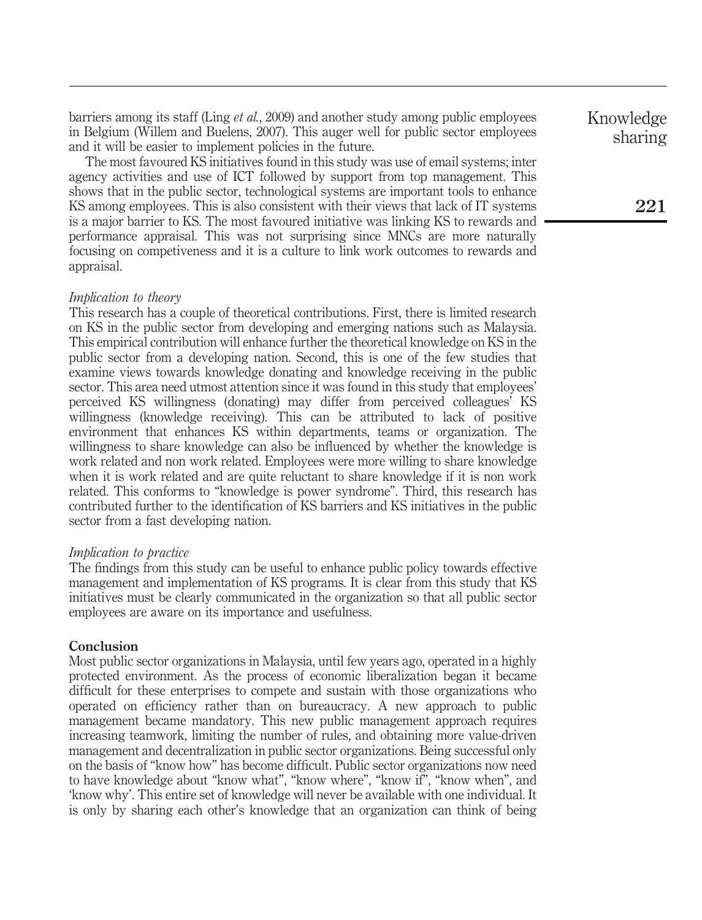barriers among its staff (Ling *et al.*, 2009) and another study among public employees in Belgium (Willem and Buelens, 2007). This auger well for public sector employees and it will be easier to implement policies in the future.

The most favoured KS initiatives found in this study was use of email systems; inter agency activities and use of ICT followed by support from top management. This shows that in the public sector, technological systems are important tools to enhance KS among employees. This is also consistent with their views that lack of IT systems is a major barrier to KS. The most favoured initiative was linking KS to rewards and performance appraisal. This was not surprising since MNCs are more naturally focusing on competiveness and it is a culture to link work outcomes to rewards and appraisal.

### *Implication to theory*

This research has a couple of theoretical contributions. First, there is limited research on KS in the public sector from developing and emerging nations such as Malaysia. This empirical contribution will enhance further the theoretical knowledge on KS in the public sector from a developing nation. Second, this is one of the few studies that examine views towards knowledge donating and knowledge receiving in the public sector. This area need utmost attention since it was found in this study that employees' perceived KS willingness (donating) may differ from perceived colleagues' KS willingness (knowledge receiving). This can be attributed to lack of positive environment that enhances KS within departments, teams or organization. The willingness to share knowledge can also be influenced by whether the knowledge is work related and non work related. Employees were more willing to share knowledge when it is work related and are quite reluctant to share knowledge if it is non work related. This conforms to "knowledge is power syndrome". Third, this research has contributed further to the identification of KS barriers and KS initiatives in the public sector from a fast developing nation.

### *Implication to practice*

The findings from this study can be useful to enhance public policy towards effective management and implementation of KS programs. It is clear from this study that KS initiatives must be clearly communicated in the organization so that all public sector employees are aware on its importance and usefulness.

## Conclusion

Most public sector organizations in Malaysia, until few years ago, operated in a highly protected environment. As the process of economic liberalization began it became difficult for these enterprises to compete and sustain with those organizations who operated on efficiency rather than on bureaucracy. A new approach to public management became mandatory. This new public management approach requires increasing teamwork, limiting the number of rules, and obtaining more value-driven management and decentralization in public sector organizations. Being successful only on the basis of "know how" has become difficult. Public sector organizations now need to have knowledge about "know what", "know where", "know if", "know when", and 'know why'. This entire set of knowledge will never be available with one individual. It is only by sharing each other's knowledge that an organization can think of being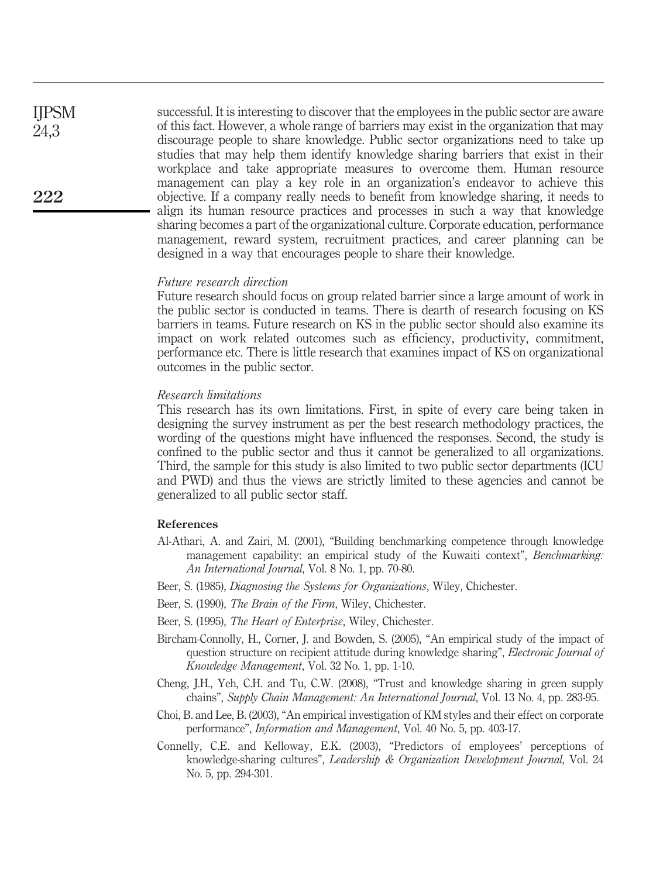successful. It is interesting to discover that the employees in the public sector are aware of this fact. However, a whole range of barriers may exist in the organization that may discourage people to share knowledge. Public sector organizations need to take up studies that may help them identify knowledge sharing barriers that exist in their workplace and take appropriate measures to overcome them. Human resource management can play a key role in an organization's endeavor to achieve this objective. If a company really needs to benefit from knowledge sharing, it needs to align its human resource practices and processes in such a way that knowledge sharing becomes a part of the organizational culture. Corporate education, performance management, reward system, recruitment practices, and career planning can be designed in a way that encourages people to share their knowledge.

*Future research direction*

Future research should focus on group related barrier since a large amount of work in the public sector is conducted in teams. There is dearth of research focusing on KS barriers in teams. Future research on KS in the public sector should also examine its impact on work related outcomes such as efficiency, productivity, commitment, performance etc. There is little research that examines impact of KS on organizational outcomes in the public sector.

*Research limitations*

This research has its own limitations. First, in spite of every care being taken in designing the survey instrument as per the best research methodology practices, the wording of the questions might have influenced the responses. Second, the study is confined to the public sector and thus it cannot be generalized to all organizations. Third, the sample for this study is also limited to two public sector departments (ICU and PWD) and thus the views are strictly limited to these agencies and cannot be generalized to all public sector staff.

## References

Al-Athari, A. and Zairi, M. (2001), "Building benchmarking competence through knowledge management capability: an empirical study of the Kuwaiti context", *Benchmarking: An International Journal*, Vol. 8 No. 1, pp. 70-80.

Beer, S. (1985), *Diagnosing the Systems for Organizations*, Wiley, Chichester.

Beer, S. (1990), *The Brain of the Firm*, Wiley, Chichester.

Beer, S. (1995), *The Heart of Enterprise*, Wiley, Chichester.

Bircham-Connolly, H., Corner, J. and Bowden, S. (2005), "An empirical study of the impact of question structure on recipient attitude during knowledge sharing", *Electronic Journal of Knowledge Management*, Vol. 32 No. 1, pp. 1-10.

Cheng, J.H., Yeh, C.H. and Tu, C.W. (2008), "Trust and knowledge sharing in green supply chains", *Supply Chain Management: An International Journal*, Vol. 13 No. 4, pp. 283-95.

Choi, B. and Lee, B. (2003), "An empirical investigation of KM styles and their effect on corporate performance", *Information and Management*, Vol. 40 No. 5, pp. 403-17.

Connelly, C.E. and Kelloway, E.K. (2003), "Predictors of employees' perceptions of knowledge-sharing cultures", *Leadership & Organization Development Journal*, Vol. 24 No. 5, pp. 294-301.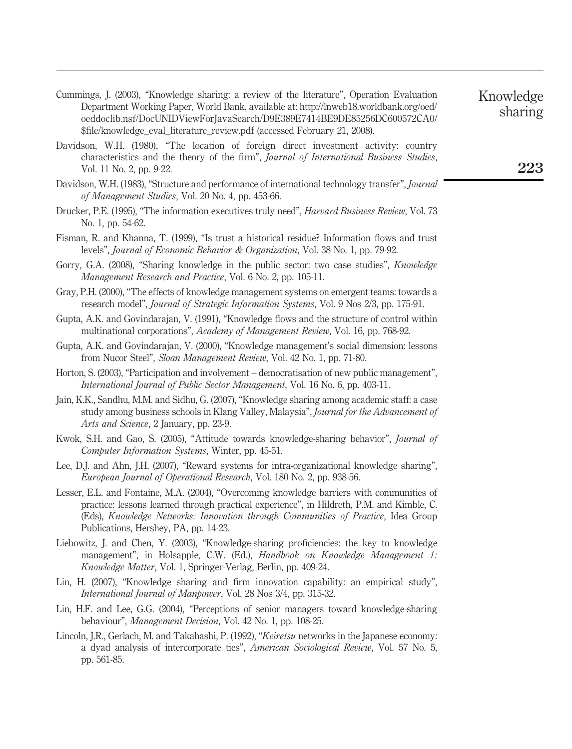Cummings, J. (2003), "Knowledge sharing: a review of the literature", Operation Evaluation Department Working Paper, World Bank, available at: http://lnweb18.worldbank.org/oed/oeddoclib.nsf/DocUNIDViewForJavaSearch/D9E389E7414BE9DE85256DC600572CA0/$file/knowledge_eval_literature_review.pdf (accessed February 21, 2008).

Davidson, W.H. (1980), "The location of foreign direct investment activity: country characteristics and the theory of the firm", *Journal of International Business Studies*, Vol. 11 No. 2, pp. 9-22.

Davidson, W.H. (1983), "Structure and performance of international technology transfer", *Journal of Management Studies*, Vol. 20 No. 4, pp. 453-66.

Drucker, P.E. (1995), "The information executives truly need", *Harvard Business Review*, Vol. 73 No. 1, pp. 54-62.

Fisman, R. and Khanna, T. (1999), "Is trust a historical residue? Information flows and trust levels", *Journal of Economic Behavior & Organization*, Vol. 38 No. 1, pp. 79-92.

Gorry, G.A. (2008), "Sharing knowledge in the public sector: two case studies", *Knowledge Management Research and Practice*, Vol. 6 No. 2, pp. 105-11.

Gray, P.H. (2000), "The effects of knowledge management systems on emergent teams: towards a research model", *Journal of Strategic Information Systems*, Vol. 9 Nos 2/3, pp. 175-91.

Gupta, A.K. and Govindarajan, V. (1991), "Knowledge flows and the structure of control within multinational corporations", *Academy of Management Review*, Vol. 16, pp. 768-92.

Gupta, A.K. and Govindarajan, V. (2000), "Knowledge management's social dimension: lessons from Nucor Steel", *Sloan Management Review*, Vol. 42 No. 1, pp. 71-80.

Horton, S. (2003), "Participation and involvement – democratisation of new public management", *International Journal of Public Sector Management*, Vol. 16 No. 6, pp. 403-11.

Jain, K.K., Sandhu, M.M. and Sidhu, G. (2007), "Knowledge sharing among academic staff: a case study among business schools in Klang Valley, Malaysia", *Journal for the Advancement of Arts and Science*, 2 January, pp. 23-9.

Kwok, S.H. and Gao, S. (2005), "Attitude towards knowledge-sharing behavior", *Journal of Computer Information Systems*, Winter, pp. 45-51.

Lee, D.J. and Ahn, J.H. (2007), "Reward systems for intra-organizational knowledge sharing", *European Journal of Operational Research*, Vol. 180 No. 2, pp. 938-56.

Lesser, E.L. and Fontaine, M.A. (2004), "Overcoming knowledge barriers with communities of practice: lessons learned through practical experience", in Hildreth, P.M. and Kimble, C. (Eds), *Knowledge Networks: Innovation through Communities of Practice*, Idea Group Publications, Hershey, PA, pp. 14-23.

Liebowitz, J. and Chen, Y. (2003), "Knowledge-sharing proficiencies: the key to knowledge management", in Holsapple, C.W. (Ed.), *Handbook on Knowledge Management 1: Knowledge Matter*, Vol. 1, Springer-Verlag, Berlin, pp. 409-24.

Lin, H. (2007), "Knowledge sharing and firm innovation capability: an empirical study", *International Journal of Manpower*, Vol. 28 Nos 3/4, pp. 315-32.

Lin, H.F. and Lee, G.G. (2004), "Perceptions of senior managers toward knowledge-sharing behaviour", *Management Decision*, Vol. 42 No. 1, pp. 108-25.

Lincoln, J.R., Gerlach, M. and Takahashi, P. (1992), "*Keiretsu* networks in the Japanese economy: a dyad analysis of intercorporate ties", *American Sociological Review*, Vol. 57 No. 5, pp. 561-85.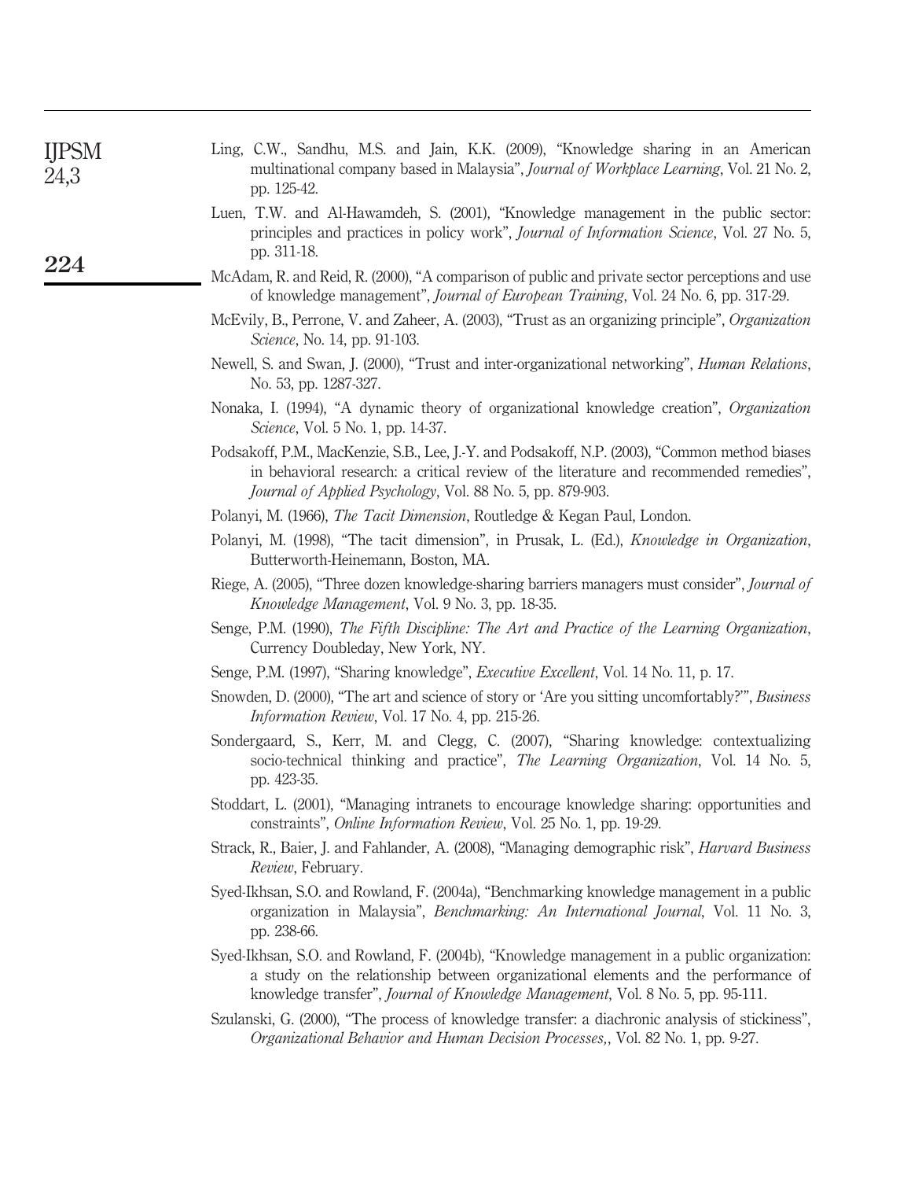Ling, C.W., Sandhu, M.S. and Jain, K.K. (2009), "Knowledge sharing in an American multinational company based in Malaysia", *Journal of Workplace Learning*, Vol. 21 No. 2, pp. 125-42.

Luen, T.W. and Al-Hawamdeh, S. (2001), "Knowledge management in the public sector: principles and practices in policy work", *Journal of Information Science*, Vol. 27 No. 5, pp. 311-18.

McAdam, R. and Reid, R. (2000), "A comparison of public and private sector perceptions and use of knowledge management", *Journal of European Training*, Vol. 24 No. 6, pp. 317-29.

McEvily, B., Perrone, V. and Zaheer, A. (2003), "Trust as an organizing principle", *Organization Science*, No. 14, pp. 91-103.

Newell, S. and Swan, J. (2000), "Trust and inter-organizational networking", *Human Relations*, No. 53, pp. 1287-327.

Nonaka, I. (1994), "A dynamic theory of organizational knowledge creation", *Organization Science*, Vol. 5 No. 1, pp. 14-37.

Podsakoff, P.M., MacKenzie, S.B., Lee, J.-Y. and Podsakoff, N.P. (2003), "Common method biases in behavioral research: a critical review of the literature and recommended remedies", *Journal of Applied Psychology*, Vol. 88 No. 5, pp. 879-903.

Polanyi, M. (1966), *The Tacit Dimension*, Routledge & Kegan Paul, London.

Polanyi, M. (1998), "The tacit dimension", in Prusak, L. (Ed.), *Knowledge in Organization*, Butterworth-Heinemann, Boston, MA.

Riege, A. (2005), "Three dozen knowledge-sharing barriers managers must consider", *Journal of Knowledge Management*, Vol. 9 No. 3, pp. 18-35.

Senge, P.M. (1990), *The Fifth Discipline: The Art and Practice of the Learning Organization*, Currency Doubleday, New York, NY.

Senge, P.M. (1997), "Sharing knowledge", *Executive Excellent*, Vol. 14 No. 11, p. 17.

Snowden, D. (2000), "The art and science of story or 'Are you sitting uncomfortably?'", *Business Information Review*, Vol. 17 No. 4, pp. 215-26.

Sondergaard, S., Kerr, M. and Clegg, C. (2007), "Sharing knowledge: contextualizing socio-technical thinking and practice", *The Learning Organization*, Vol. 14 No. 5, pp. 423-35.

Stoddart, L. (2001), "Managing intranets to encourage knowledge sharing: opportunities and constraints", *Online Information Review*, Vol. 25 No. 1, pp. 19-29.

Strack, R., Baier, J. and Fahlander, A. (2008), "Managing demographic risk", *Harvard Business Review*, February.

Syed-Ikhsan, S.O. and Rowland, F. (2004a), "Benchmarking knowledge management in a public organization in Malaysia", *Benchmarking: An International Journal*, Vol. 11 No. 3, pp. 238-66.

Syed-Ikhsan, S.O. and Rowland, F. (2004b), "Knowledge management in a public organization: a study on the relationship between organizational elements and the performance of knowledge transfer", *Journal of Knowledge Management*, Vol. 8 No. 5, pp. 95-111.

Szulanski, G. (2000), "The process of knowledge transfer: a diachronic analysis of stickiness", *Organizational Behavior and Human Decision Processes,*, Vol. 82 No. 1, pp. 9-27.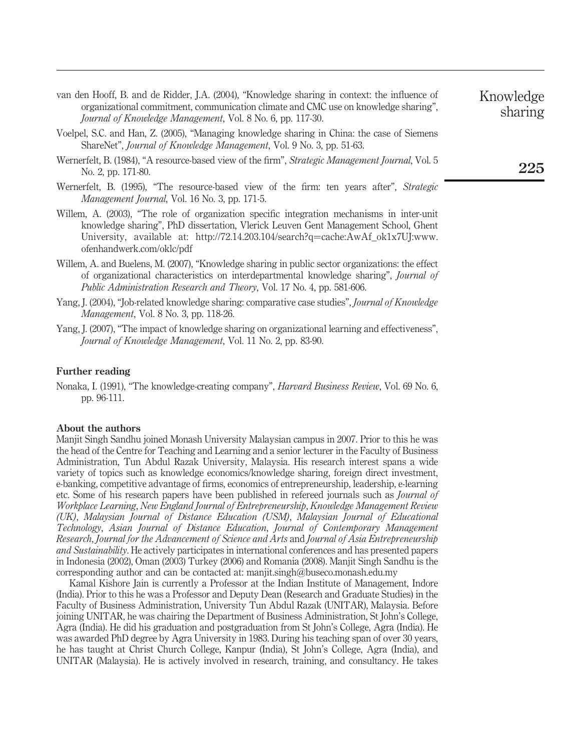van den Hooff, B. and de Ridder, J.A. (2004), "Knowledge sharing in context: the influence of organizational commitment, communication climate and CMC use on knowledge sharing", *Journal of Knowledge Management*, Vol. 8 No. 6, pp. 117-30.

Voelpel, S.C. and Han, Z. (2005), "Managing knowledge sharing in China: the case of Siemens ShareNet", *Journal of Knowledge Management*, Vol. 9 No. 3, pp. 51-63.

Wernerfelt, B. (1984), "A resource-based view of the firm", *Strategic Management Journal*, Vol. 5 No. 2, pp. 171-80.

Wernerfelt, B. (1995), "The resource-based view of the firm: ten years after", *Strategic Management Journal*, Vol. 16 No. 3, pp. 171-5.

Willem, A. (2003), "The role of organization specific integration mechanisms in inter-unit knowledge sharing", PhD dissertation, Vlerick Leuven Gent Management School, Ghent University, available at: http://72.14.203.104/search?q=cache:AwAf_ok1x7UJ:www.ofenhandwerk.com/oklc/pdf

Willem, A. and Buelens, M. (2007), "Knowledge sharing in public sector organizations: the effect of organizational characteristics on interdepartmental knowledge sharing", *Journal of Public Administration Research and Theory*, Vol. 17 No. 4, pp. 581-606.

Yang, J. (2004), "Job-related knowledge sharing: comparative case studies", *Journal of Knowledge Management*, Vol. 8 No. 3, pp. 118-26.

Yang, J. (2007), "The impact of knowledge sharing on organizational learning and effectiveness", *Journal of Knowledge Management*, Vol. 11 No. 2, pp. 83-90.

## Further reading

Nonaka, I. (1991), "The knowledge-creating company", *Harvard Business Review*, Vol. 69 No. 6, pp. 96-111.

## About the authors

Manjit Singh Sandhu joined Monash University Malaysian campus in 2007. Prior to this he was the head of the Centre for Teaching and Learning and a senior lecturer in the Faculty of Business Administration, Tun Abdul Razak University, Malaysia. His research interest spans a wide variety of topics such as knowledge economics/knowledge sharing, foreign direct investment, e-banking, competitive advantage of firms, economics of entrepreneurship, leadership, e-learning etc. Some of his research papers have been published in refereed journals such as *Journal of Workplace Learning*, *New England Journal of Entrepreneurship*, *Knowledge Management Review (UK)*, *Malaysian Journal of Distance Education (USM)*, *Malaysian Journal of Educational Technology*, *Asian Journal of Distance Education*, *Journal of Contemporary Management Research*, *Journal for the Advancement of Science and Arts* and *Journal of Asia Entrepreneurship and Sustainability*. He actively participates in international conferences and has presented papers in Indonesia (2002), Oman (2003) Turkey (2006) and Romania (2008). Manjit Singh Sandhu is the corresponding author and can be contacted at: manjit.singh@buseco.monash.edu.my

Kamal Kishore Jain is currently a Professor at the Indian Institute of Management, Indore (India). Prior to this he was a Professor and Deputy Dean (Research and Graduate Studies) in the Faculty of Business Administration, University Tun Abdul Razak (UNITAR), Malaysia. Before joining UNITAR, he was chairing the Department of Business Administration, St John's College, Agra (India). He did his graduation and postgraduation from St John's College, Agra (India). He was awarded PhD degree by Agra University in 1983. During his teaching span of over 30 years, he has taught at Christ Church College, Kanpur (India), St John's College, Agra (India), and UNITAR (Malaysia). He is actively involved in research, training, and consultancy. He takes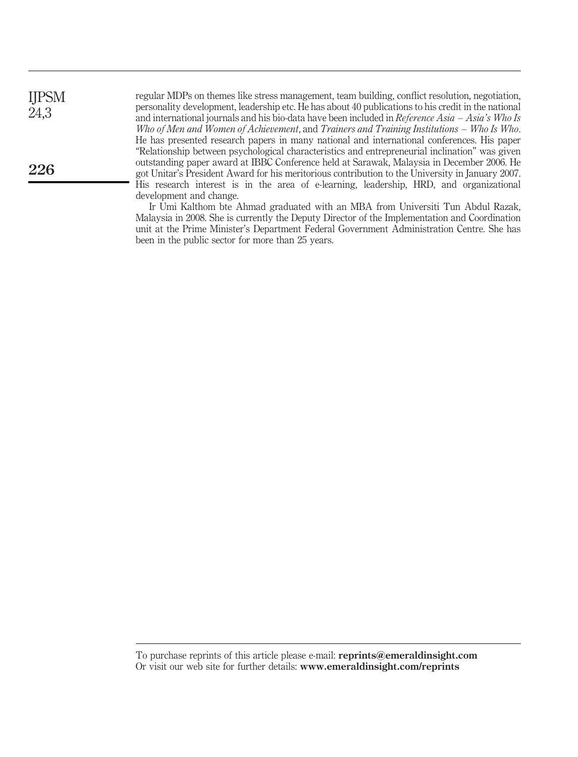regular MDPs on themes like stress management, team building, conflict resolution, negotiation, personality development, leadership etc. He has about 40 publications to his credit in the national and international journals and his bio-data have been included in *Reference Asia – Asia's Who Is Who of Men and Women of Achievement*, and *Trainers and Training Institutions – Who Is Who*. He has presented research papers in many national and international conferences. His paper "Relationship between psychological characteristics and entrepreneurial inclination" was given outstanding paper award at IBBC Conference held at Sarawak, Malaysia in December 2006. He got Unitar's President Award for his meritorious contribution to the University in January 2007. His research interest is in the area of e-learning, leadership, HRD, and organizational development and change.

Ir Umi Kalthom bte Ahmad graduated with an MBA from Universiti Tun Abdul Razak, Malaysia in 2008. She is currently the Deputy Director of the Implementation and Coordination unit at the Prime Minister's Department Federal Government Administration Centre. She has been in the public sector for more than 25 years.

To purchase reprints of this article please e-mail: **reprints@emeraldinsight.com**
Or visit our web site for further details: **www.emeraldinsight.com/reprints**